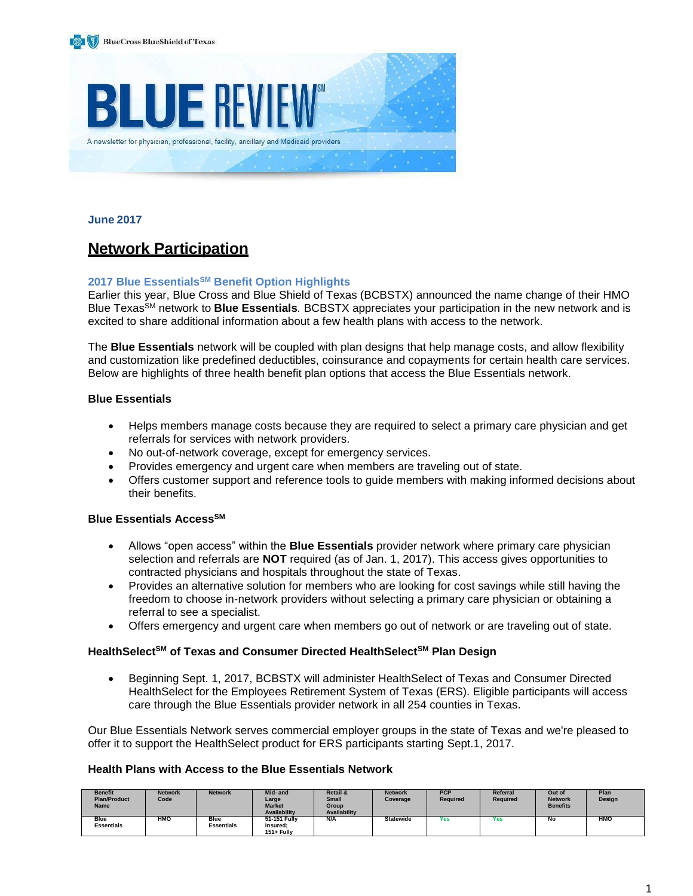BlueCross BlueShield of Texas

# BLUE REVIEW[SM]

A newsletter for physician, professional, facility, ancillary and Medicaid providers

**June 2017**

## Network Participation

### 2017 Blue Essentials[SM] Benefit Option Highlights

Earlier this year, Blue Cross and Blue Shield of Texas (BCBSTX) announced the name change of their HMO Blue Texas[SM] network to **Blue Essentials**. BCBSTX appreciates your participation in the new network and is excited to share additional information about a few health plans with access to the network.

The **Blue Essentials** network will be coupled with plan designs that help manage costs, and allow flexibility and customization like predefined deductibles, coinsurance and copayments for certain health care services. Below are highlights of three health benefit plan options that access the Blue Essentials network.

**Blue Essentials**

- Helps members manage costs because they are required to select a primary care physician and get referrals for services with network providers.
- No out-of-network coverage, except for emergency services.
- Provides emergency and urgent care when members are traveling out of state.
- Offers customer support and reference tools to guide members with making informed decisions about their benefits.

**Blue Essentials Access[SM]**

- Allows "open access" within the **Blue Essentials** provider network where primary care physician selection and referrals are **NOT** required (as of Jan. 1, 2017). This access gives opportunities to contracted physicians and hospitals throughout the state of Texas.
- Provides an alternative solution for members who are looking for cost savings while still having the freedom to choose in-network providers without selecting a primary care physician or obtaining a referral to see a specialist.
- Offers emergency and urgent care when members go out of network or are traveling out of state.

**HealthSelect[SM] of Texas and Consumer Directed HealthSelect[SM] Plan Design**

- Beginning Sept. 1, 2017, BCBSTX will administer HealthSelect of Texas and Consumer Directed HealthSelect for the Employees Retirement System of Texas (ERS). Eligible participants will access care through the Blue Essentials provider network in all 254 counties in Texas.

Our Blue Essentials Network serves commercial employer groups in the state of Texas and we're pleased to offer it to support the HealthSelect product for ERS participants starting Sept.1, 2017.

**Health Plans with Access to the Blue Essentials Network**

| Benefit Plan/Product Name | Network Code | Network | Mid- and Large Market Availability | Retail & Small Group Availability | Network Coverage | PCP Required | Referral Required | Out of Network Benefits | Plan Design |
|---|---|---|---|---|---|---|---|---|---|
| Blue Essentials | HMO | Blue Essentials | 51-151 Fully Insured; 151+ Fully | N/A | Statewide | Yes | Yes | No | HMO |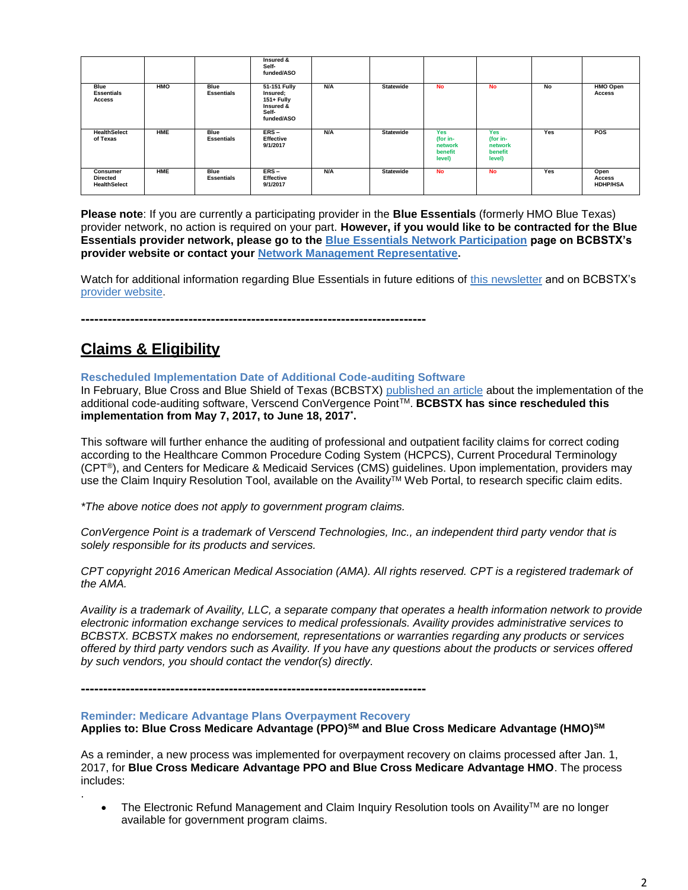|  |  |  | Insured & Self-funded/ASO |  |  |  |  |  |  |
|---|---|---|---|---|---|---|---|---|---|
| Blue Essentials Access | HMO | Blue Essentials | 51-151 Fully Insured; 151+ Fully Insured & Self-funded/ASO | N/A | Statewide | No | No | No | HMO Open Access |
| HealthSelect of Texas | HME | Blue Essentials | ERS – Effective 9/1/2017 | N/A | Statewide | Yes (for in-network benefit level) | Yes (for in-network benefit level) | Yes | POS |
| Consumer Directed HealthSelect | HME | Blue Essentials | ERS – Effective 9/1/2017 | N/A | Statewide | No | No | Yes | Open Access HDHP/HSA |

**Please note**: If you are currently a participating provider in the **Blue Essentials** (formerly HMO Blue Texas) provider network, no action is required on your part. **However, if you would like to be contracted for the Blue Essentials provider network, please go to the Blue Essentials Network Participation page on BCBSTX's provider website or contact your Network Management Representative.**

Watch for additional information regarding Blue Essentials in future editions of this newsletter and on BCBSTX's provider website.

---

## Claims & Eligibility

### Rescheduled Implementation Date of Additional Code-auditing Software

In February, Blue Cross and Blue Shield of Texas (BCBSTX) published an article about the implementation of the additional code-auditing software, Verscend ConVergence Point™. **BCBSTX has since rescheduled this implementation from May 7, 2017, to June 18, 2017*.**

This software will further enhance the auditing of professional and outpatient facility claims for correct coding according to the Healthcare Common Procedure Coding System (HCPCS), Current Procedural Terminology (CPT®), and Centers for Medicare & Medicaid Services (CMS) guidelines. Upon implementation, providers may use the Claim Inquiry Resolution Tool, available on the Availity™ Web Portal, to research specific claim edits.

*\*The above notice does not apply to government program claims.*

*ConVergence Point is a trademark of Verscend Technologies, Inc., an independent third party vendor that is solely responsible for its products and services.*

*CPT copyright 2016 American Medical Association (AMA). All rights reserved. CPT is a registered trademark of the AMA.*

*Availity is a trademark of Availity, LLC, a separate company that operates a health information network to provide electronic information exchange services to medical professionals. Availity provides administrative services to BCBSTX. BCBSTX makes no endorsement, representations or warranties regarding any products or services offered by third party vendors such as Availity. If you have any questions about the products or services offered by such vendors, you should contact the vendor(s) directly.*

---

### Reminder: Medicare Advantage Plans Overpayment Recovery

**Applies to: Blue Cross Medicare Advantage (PPO)℠ and Blue Cross Medicare Advantage (HMO)℠**

As a reminder, a new process was implemented for overpayment recovery on claims processed after Jan. 1, 2017, for **Blue Cross Medicare Advantage PPO and Blue Cross Medicare Advantage HMO**. The process includes:

- The Electronic Refund Management and Claim Inquiry Resolution tools on Availity™ are no longer available for government program claims.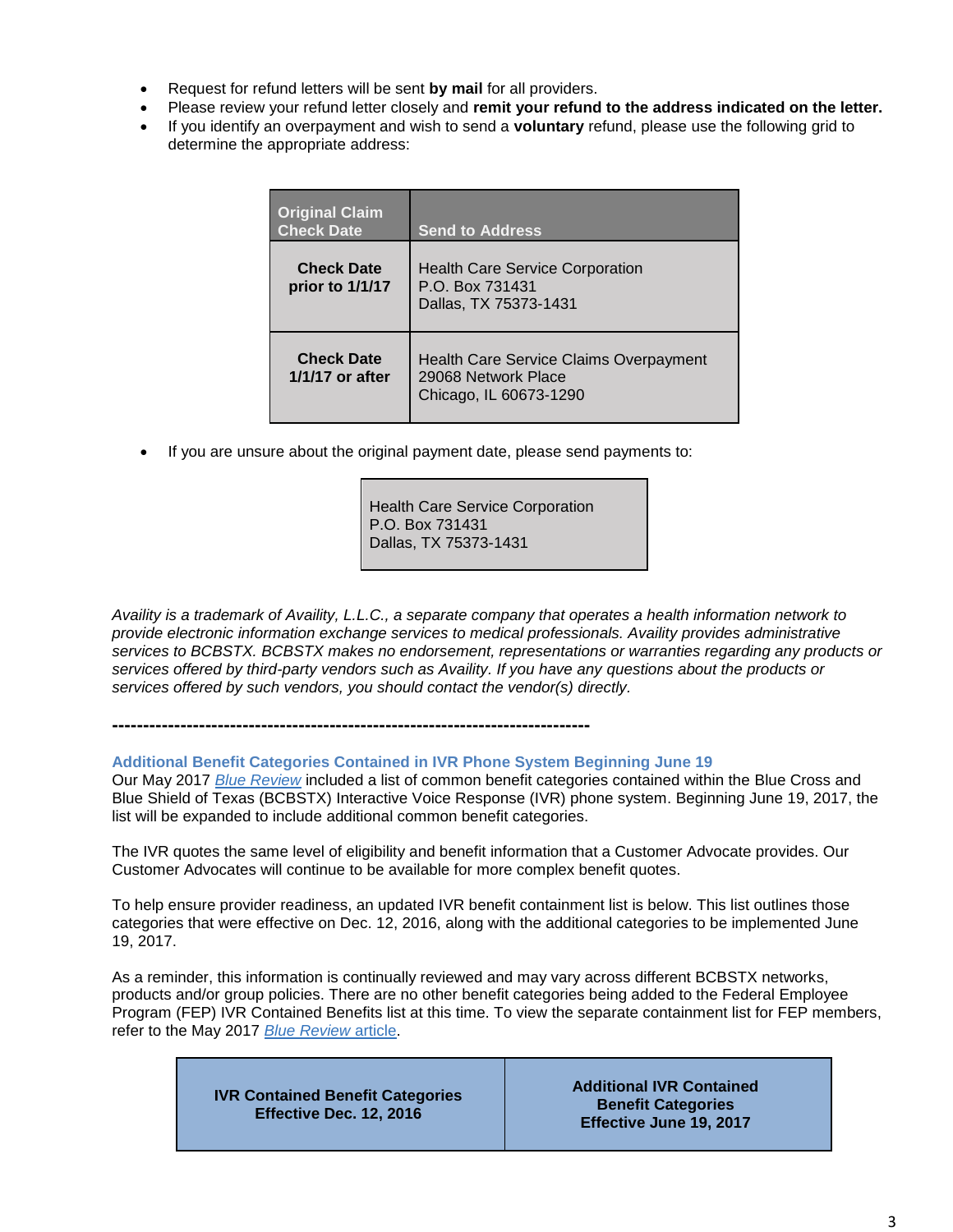- Request for refund letters will be sent **by mail** for all providers.
- Please review your refund letter closely and **remit your refund to the address indicated on the letter.**
- If you identify an overpayment and wish to send a **voluntary** refund, please use the following grid to determine the appropriate address:

| Original Claim Check Date | Send to Address |
|---|---|
| **Check Date prior to 1/1/17** | Health Care Service Corporation<br>P.O. Box 731431<br>Dallas, TX 75373-1431 |
| **Check Date 1/1/17 or after** | Health Care Service Claims Overpayment<br>29068 Network Place<br>Chicago, IL 60673-1290 |

- If you are unsure about the original payment date, please send payments to:

| Health Care Service Corporation<br>P.O. Box 731431<br>Dallas, TX 75373-1431 |
|---|

*Availity is a trademark of Availity, L.L.C., a separate company that operates a health information network to provide electronic information exchange services to medical professionals. Availity provides administrative services to BCBSTX. BCBSTX makes no endorsement, representations or warranties regarding any products or services offered by third-party vendors such as Availity. If you have any questions about the products or services offered by such vendors, you should contact the vendor(s) directly.*

**------------------------------------------------------------------------------**

### Additional Benefit Categories Contained in IVR Phone System Beginning June 19

Our May 2017 *Blue Review* included a list of common benefit categories contained within the Blue Cross and Blue Shield of Texas (BCBSTX) Interactive Voice Response (IVR) phone system. Beginning June 19, 2017, the list will be expanded to include additional common benefit categories.

The IVR quotes the same level of eligibility and benefit information that a Customer Advocate provides. Our Customer Advocates will continue to be available for more complex benefit quotes.

To help ensure provider readiness, an updated IVR benefit containment list is below. This list outlines those categories that were effective on Dec. 12, 2016, along with the additional categories to be implemented June 19, 2017.

As a reminder, this information is continually reviewed and may vary across different BCBSTX networks, products and/or group policies. There are no other benefit categories being added to the Federal Employee Program (FEP) IVR Contained Benefits list at this time. To view the separate containment list for FEP members, refer to the May 2017 *Blue Review* article.

| IVR Contained Benefit Categories Effective Dec. 12, 2016 | Additional IVR Contained Benefit Categories Effective June 19, 2017 |
|---|---|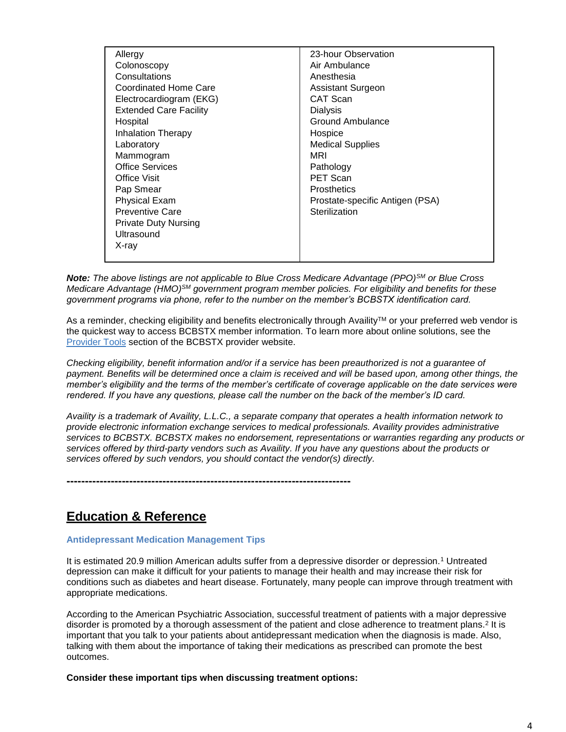| | |
|---|---|
| Allergy | 23-hour Observation |
| Colonoscopy | Air Ambulance |
| Consultations | Anesthesia |
| Coordinated Home Care | Assistant Surgeon |
| Electrocardiogram (EKG) | CAT Scan |
| Extended Care Facility | Dialysis |
| Hospital | Ground Ambulance |
| Inhalation Therapy | Hospice |
| Laboratory | Medical Supplies |
| Mammogram | MRI |
| Office Services | Pathology |
| Office Visit | PET Scan |
| Pap Smear | Prosthetics |
| Physical Exam | Prostate-specific Antigen (PSA) |
| Preventive Care | Sterilization |
| Private Duty Nursing | |
| Ultrasound | |
| X-ray | |

***Note:*** *The above listings are not applicable to Blue Cross Medicare Advantage (PPO)SM or Blue Cross Medicare Advantage (HMO)SM government program member policies. For eligibility and benefits for these government programs via phone, refer to the number on the member's BCBSTX identification card.*

As a reminder, checking eligibility and benefits electronically through Availity™ or your preferred web vendor is the quickest way to access BCBSTX member information. To learn more about online solutions, see the Provider Tools section of the BCBSTX provider website.

*Checking eligibility, benefit information and/or if a service has been preauthorized is not a guarantee of payment. Benefits will be determined once a claim is received and will be based upon, among other things, the member's eligibility and the terms of the member's certificate of coverage applicable on the date services were rendered. If you have any questions, please call the number on the back of the member's ID card.*

*Availity is a trademark of Availity, L.L.C., a separate company that operates a health information network to provide electronic information exchange services to medical professionals. Availity provides administrative services to BCBSTX. BCBSTX makes no endorsement, representations or warranties regarding any products or services offered by third-party vendors such as Availity. If you have any questions about the products or services offered by such vendors, you should contact the vendor(s) directly.*

---

## Education & Reference

### Antidepressant Medication Management Tips

It is estimated 20.9 million American adults suffer from a depressive disorder or depression.[1] Untreated depression can make it difficult for your patients to manage their health and may increase their risk for conditions such as diabetes and heart disease. Fortunately, many people can improve through treatment with appropriate medications.

According to the American Psychiatric Association, successful treatment of patients with a major depressive disorder is promoted by a thorough assessment of the patient and close adherence to treatment plans.[2] It is important that you talk to your patients about antidepressant medication when the diagnosis is made. Also, talking with them about the importance of taking their medications as prescribed can promote the best outcomes.

**Consider these important tips when discussing treatment options:**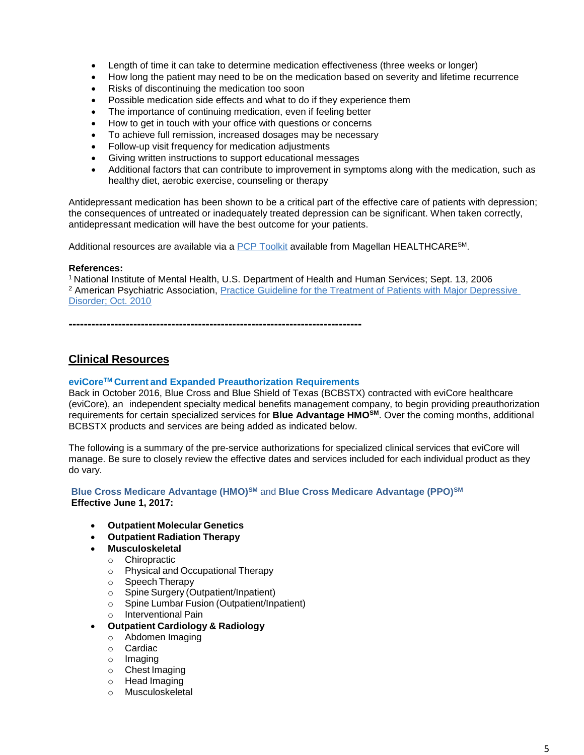- Length of time it can take to determine medication effectiveness (three weeks or longer)
- How long the patient may need to be on the medication based on severity and lifetime recurrence
- Risks of discontinuing the medication too soon
- Possible medication side effects and what to do if they experience them
- The importance of continuing medication, even if feeling better
- How to get in touch with your office with questions or concerns
- To achieve full remission, increased dosages may be necessary
- Follow-up visit frequency for medication adjustments
- Giving written instructions to support educational messages
- Additional factors that can contribute to improvement in symptoms along with the medication, such as healthy diet, aerobic exercise, counseling or therapy

Antidepressant medication has been shown to be a critical part of the effective care of patients with depression; the consequences of untreated or inadequately treated depression can be significant. When taken correctly, antidepressant medication will have the best outcome for your patients.

Additional resources are available via a PCP Toolkit available from Magellan HEALTHCARE℠.

**References:**
[1] National Institute of Mental Health, U.S. Department of Health and Human Services; Sept. 13, 2006
[2] American Psychiatric Association, Practice Guideline for the Treatment of Patients with Major Depressive Disorder; Oct. 2010

**----------------------------------------------------------------------------**

## Clinical Resources

### eviCore™ Current and Expanded Preauthorization Requirements

Back in October 2016, Blue Cross and Blue Shield of Texas (BCBSTX) contracted with eviCore healthcare (eviCore), an independent specialty medical benefits management company, to begin providing preauthorization requirements for certain specialized services for **Blue Advantage HMO℠**. Over the coming months, additional BCBSTX products and services are being added as indicated below.

The following is a summary of the pre-service authorizations for specialized clinical services that eviCore will manage. Be sure to closely review the effective dates and services included for each individual product as they do vary.

**Blue Cross Medicare Advantage (HMO)℠** and **Blue Cross Medicare Advantage (PPO)℠**
**Effective June 1, 2017:**

- **Outpatient Molecular Genetics**
- **Outpatient Radiation Therapy**
- **Musculoskeletal**
  - Chiropractic
  - Physical and Occupational Therapy
  - Speech Therapy
  - Spine Surgery (Outpatient/Inpatient)
  - Spine Lumbar Fusion (Outpatient/Inpatient)
  - Interventional Pain
- **Outpatient Cardiology & Radiology**
  - Abdomen Imaging
  - Cardiac
  - Imaging
  - Chest Imaging
  - Head Imaging
  - Musculoskeletal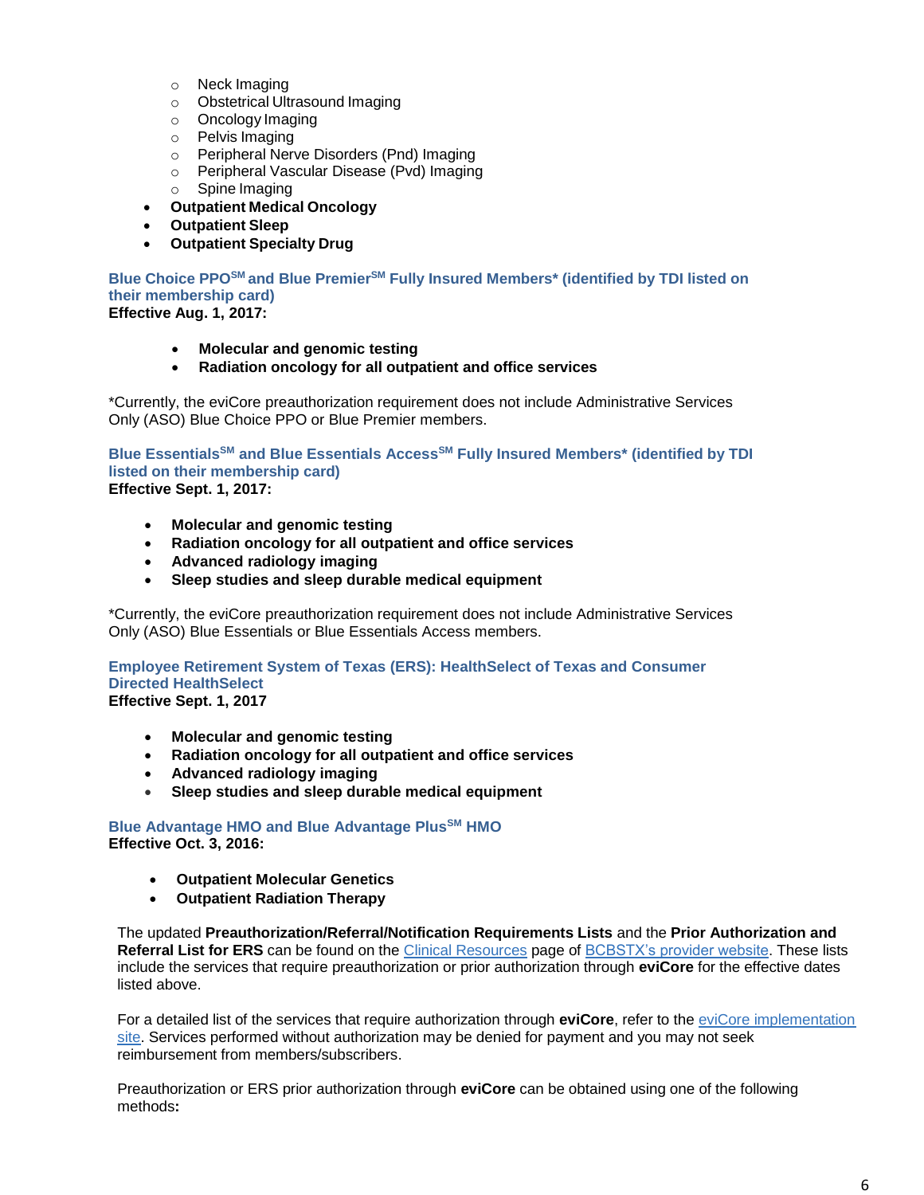- Neck Imaging
  - Obstetrical Ultrasound Imaging
  - Oncology Imaging
  - Pelvis Imaging
  - Peripheral Nerve Disorders (Pnd) Imaging
  - Peripheral Vascular Disease (Pvd) Imaging
  - Spine Imaging
- **Outpatient Medical Oncology**
- **Outpatient Sleep**
- **Outpatient Specialty Drug**

**Blue Choice PPO[SM] and Blue Premier[SM] Fully Insured Members* (identified by TDI listed on their membership card)**
**Effective Aug. 1, 2017:**

- **Molecular and genomic testing**
- **Radiation oncology for all outpatient and office services**

*Currently, the eviCore preauthorization requirement does not include Administrative Services Only (ASO) Blue Choice PPO or Blue Premier members.

**Blue Essentials[SM] and Blue Essentials Access[SM] Fully Insured Members* (identified by TDI listed on their membership card)**
**Effective Sept. 1, 2017:**

- **Molecular and genomic testing**
- **Radiation oncology for all outpatient and office services**
- **Advanced radiology imaging**
- **Sleep studies and sleep durable medical equipment**

*Currently, the eviCore preauthorization requirement does not include Administrative Services Only (ASO) Blue Essentials or Blue Essentials Access members.

**Employee Retirement System of Texas (ERS): HealthSelect of Texas and Consumer Directed HealthSelect**
**Effective Sept. 1, 2017**

- **Molecular and genomic testing**
- **Radiation oncology for all outpatient and office services**
- **Advanced radiology imaging**
- **Sleep studies and sleep durable medical equipment**

**Blue Advantage HMO and Blue Advantage Plus[SM] HMO**
**Effective Oct. 3, 2016:**

- **Outpatient Molecular Genetics**
- **Outpatient Radiation Therapy**

The updated **Preauthorization/Referral/Notification Requirements Lists** and the **Prior Authorization and Referral List for ERS** can be found on the Clinical Resources page of BCBSTX's provider website. These lists include the services that require preauthorization or prior authorization through **eviCore** for the effective dates listed above.

For a detailed list of the services that require authorization through **eviCore**, refer to the eviCore implementation site. Services performed without authorization may be denied for payment and you may not seek reimbursement from members/subscribers.

Preauthorization or ERS prior authorization through **eviCore** can be obtained using one of the following methods**:**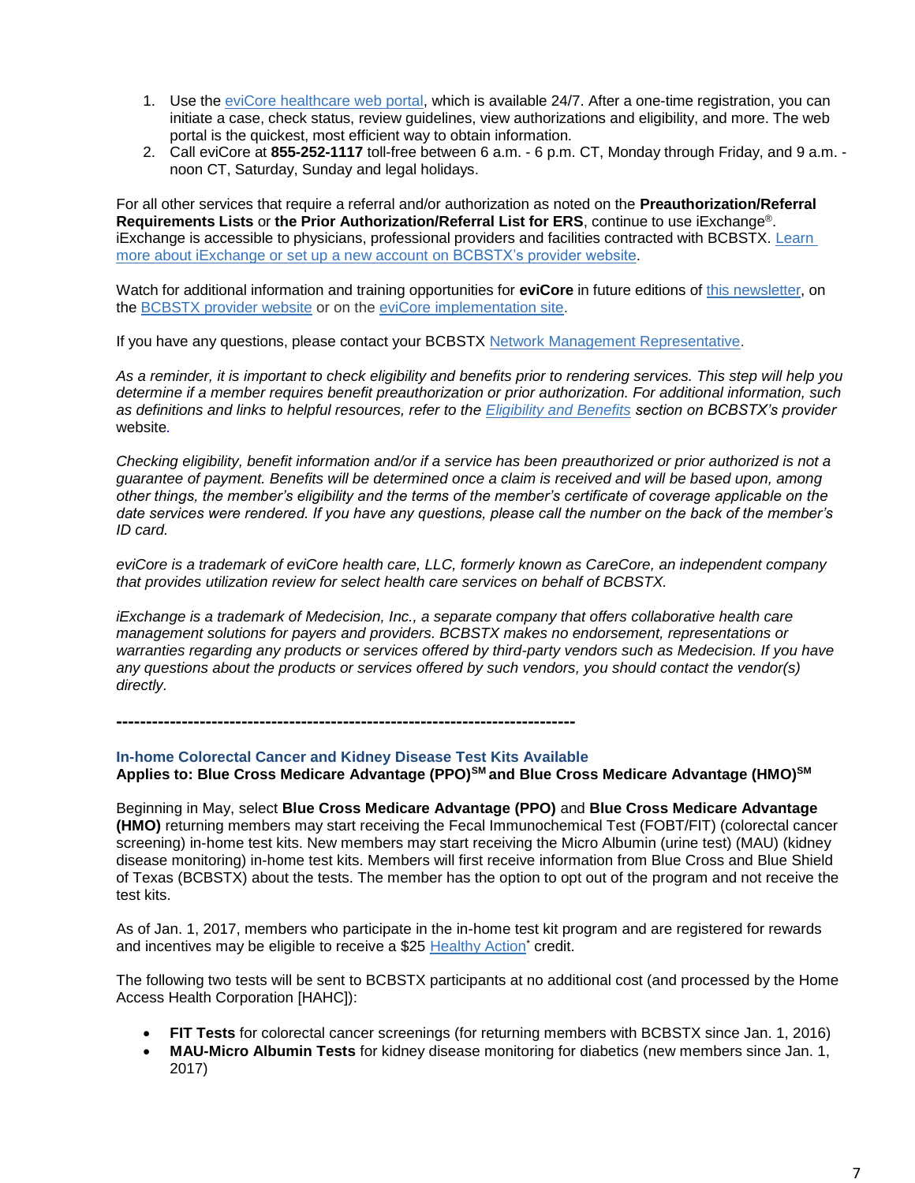1. Use the eviCore healthcare web portal, which is available 24/7. After a one-time registration, you can initiate a case, check status, review guidelines, view authorizations and eligibility, and more. The web portal is the quickest, most efficient way to obtain information.
2. Call eviCore at **855-252-1117** toll-free between 6 a.m. - 6 p.m. CT, Monday through Friday, and 9 a.m. - noon CT, Saturday, Sunday and legal holidays.

For all other services that require a referral and/or authorization as noted on the **Preauthorization/Referral Requirements Lists** or **the Prior Authorization/Referral List for ERS**, continue to use iExchange®. iExchange is accessible to physicians, professional providers and facilities contracted with BCBSTX. Learn more about iExchange or set up a new account on BCBSTX's provider website.

Watch for additional information and training opportunities for **eviCore** in future editions of this newsletter, on the BCBSTX provider website or on the eviCore implementation site.

If you have any questions, please contact your BCBSTX Network Management Representative.

*As a reminder, it is important to check eligibility and benefits prior to rendering services. This step will help you determine if a member requires benefit preauthorization or prior authorization. For additional information, such as definitions and links to helpful resources, refer to the Eligibility and Benefits section on BCBSTX's provider* website*.*

*Checking eligibility, benefit information and/or if a service has been preauthorized or prior authorized is not a guarantee of payment. Benefits will be determined once a claim is received and will be based upon, among other things, the member's eligibility and the terms of the member's certificate of coverage applicable on the date services were rendered. If you have any questions, please call the number on the back of the member's ID card.*

*eviCore is a trademark of eviCore health care, LLC, formerly known as CareCore, an independent company that provides utilization review for select health care services on behalf of BCBSTX.*

*iExchange is a trademark of Medecision, Inc., a separate company that offers collaborative health care management solutions for payers and providers. BCBSTX makes no endorsement, representations or warranties regarding any products or services offered by third-party vendors such as Medecision. If you have any questions about the products or services offered by such vendors, you should contact the vendor(s) directly.*

---

### In-home Colorectal Cancer and Kidney Disease Test Kits Available

**Applies to: Blue Cross Medicare Advantage (PPO)℠ and Blue Cross Medicare Advantage (HMO)℠**

Beginning in May, select **Blue Cross Medicare Advantage (PPO)** and **Blue Cross Medicare Advantage (HMO)** returning members may start receiving the Fecal Immunochemical Test (FOBT/FIT) (colorectal cancer screening) in-home test kits. New members may start receiving the Micro Albumin (urine test) (MAU) (kidney disease monitoring) in-home test kits. Members will first receive information from Blue Cross and Blue Shield of Texas (BCBSTX) about the tests. The member has the option to opt out of the program and not receive the test kits.

As of Jan. 1, 2017, members who participate in the in-home test kit program and are registered for rewards and incentives may be eligible to receive a $25 Healthy Action* credit.

The following two tests will be sent to BCBSTX participants at no additional cost (and processed by the Home Access Health Corporation [HAHC]):

- **FIT Tests** for colorectal cancer screenings (for returning members with BCBSTX since Jan. 1, 2016)
- **MAU-Micro Albumin Tests** for kidney disease monitoring for diabetics (new members since Jan. 1, 2017)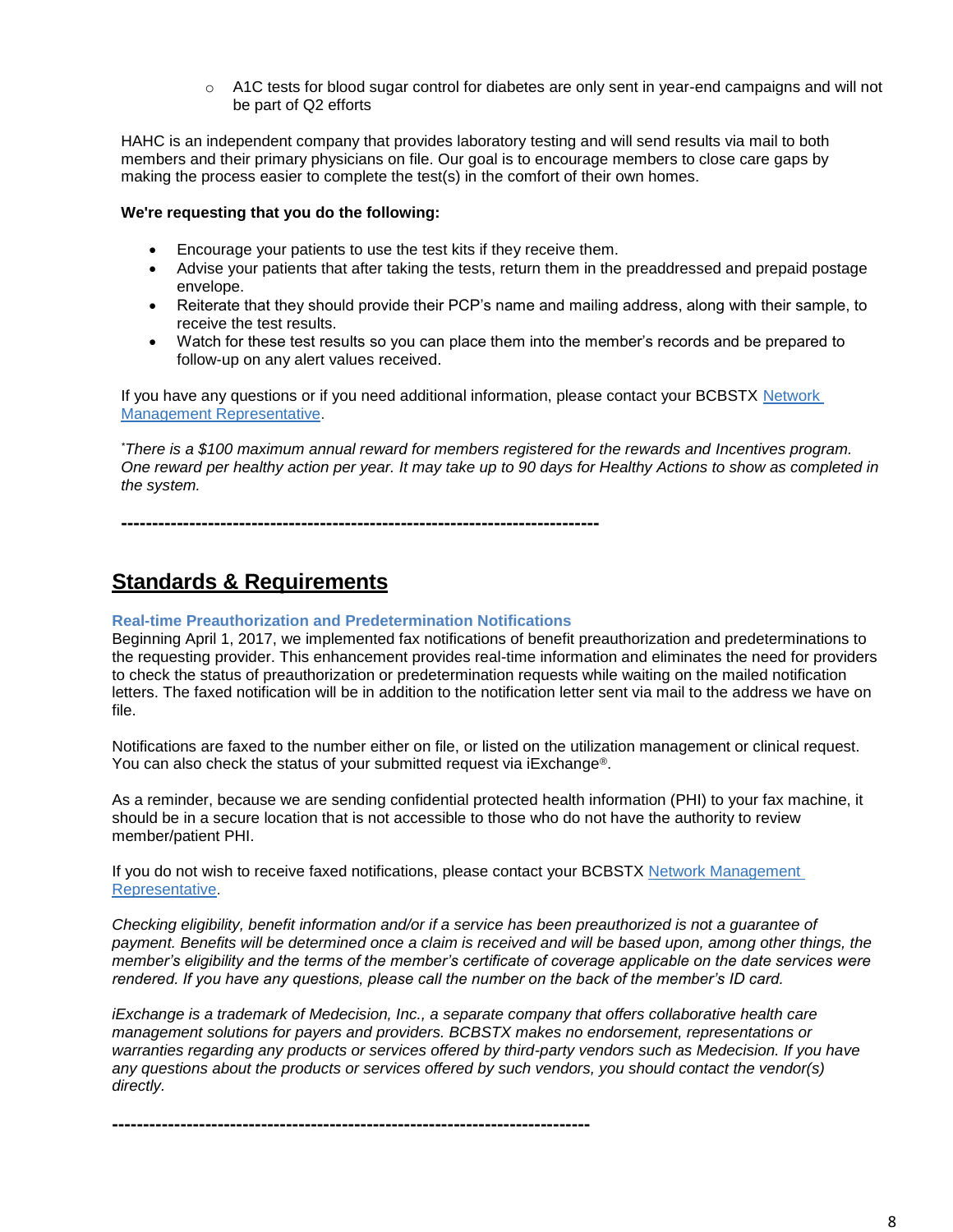- A1C tests for blood sugar control for diabetes are only sent in year-end campaigns and will not be part of Q2 efforts

HAHC is an independent company that provides laboratory testing and will send results via mail to both members and their primary physicians on file. Our goal is to encourage members to close care gaps by making the process easier to complete the test(s) in the comfort of their own homes.

**We're requesting that you do the following:**

- Encourage your patients to use the test kits if they receive them.
- Advise your patients that after taking the tests, return them in the preaddressed and prepaid postage envelope.
- Reiterate that they should provide their PCP's name and mailing address, along with their sample, to receive the test results.
- Watch for these test results so you can place them into the member's records and be prepared to follow-up on any alert values received.

If you have any questions or if you need additional information, please contact your BCBSTX Network Management Representative.

*There is a $100 maximum annual reward for members registered for the rewards and Incentives program. One reward per healthy action per year. It may take up to 90 days for Healthy Actions to show as completed in the system.*

**-----------------------------------------------------------------------------**

## Standards & Requirements

### Real-time Preauthorization and Predetermination Notifications

Beginning April 1, 2017, we implemented fax notifications of benefit preauthorization and predeterminations to the requesting provider. This enhancement provides real-time information and eliminates the need for providers to check the status of preauthorization or predetermination requests while waiting on the mailed notification letters. The faxed notification will be in addition to the notification letter sent via mail to the address we have on file.

Notifications are faxed to the number either on file, or listed on the utilization management or clinical request. You can also check the status of your submitted request via iExchange®.

As a reminder, because we are sending confidential protected health information (PHI) to your fax machine, it should be in a secure location that is not accessible to those who do not have the authority to review member/patient PHI.

If you do not wish to receive faxed notifications, please contact your BCBSTX Network Management Representative.

*Checking eligibility, benefit information and/or if a service has been preauthorized is not a guarantee of payment. Benefits will be determined once a claim is received and will be based upon, among other things, the member's eligibility and the terms of the member's certificate of coverage applicable on the date services were rendered. If you have any questions, please call the number on the back of the member's ID card.*

*iExchange is a trademark of Medecision, Inc., a separate company that offers collaborative health care management solutions for payers and providers. BCBSTX makes no endorsement, representations or warranties regarding any products or services offered by third-party vendors such as Medecision. If you have any questions about the products or services offered by such vendors, you should contact the vendor(s) directly.*

**-----------------------------------------------------------------------------**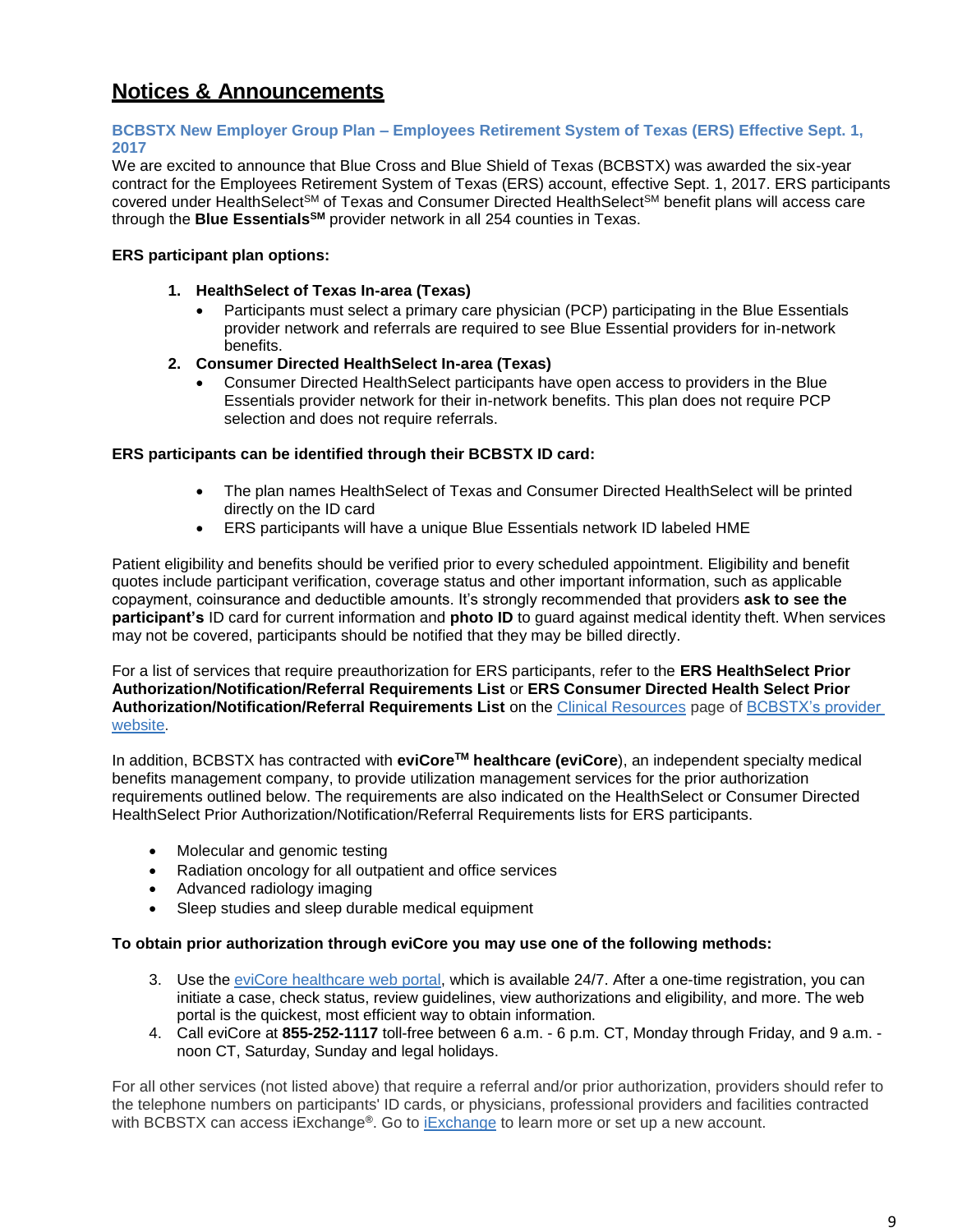# Notices & Announcements

### BCBSTX New Employer Group Plan – Employees Retirement System of Texas (ERS) Effective Sept. 1, 2017

We are excited to announce that Blue Cross and Blue Shield of Texas (BCBSTX) was awarded the six-year contract for the Employees Retirement System of Texas (ERS) account, effective Sept. 1, 2017. ERS participants covered under HealthSelect[SM] of Texas and Consumer Directed HealthSelect[SM] benefit plans will access care through the **Blue Essentials[SM]** provider network in all 254 counties in Texas.

**ERS participant plan options:**

1. **HealthSelect of Texas In-area (Texas)**
   - Participants must select a primary care physician (PCP) participating in the Blue Essentials provider network and referrals are required to see Blue Essential providers for in-network benefits.
2. **Consumer Directed HealthSelect In-area (Texas)**
   - Consumer Directed HealthSelect participants have open access to providers in the Blue Essentials provider network for their in-network benefits. This plan does not require PCP selection and does not require referrals.

**ERS participants can be identified through their BCBSTX ID card:**

- The plan names HealthSelect of Texas and Consumer Directed HealthSelect will be printed directly on the ID card
- ERS participants will have a unique Blue Essentials network ID labeled HME

Patient eligibility and benefits should be verified prior to every scheduled appointment. Eligibility and benefit quotes include participant verification, coverage status and other important information, such as applicable copayment, coinsurance and deductible amounts. It's strongly recommended that providers **ask to see the participant's** ID card for current information and **photo ID** to guard against medical identity theft. When services may not be covered, participants should be notified that they may be billed directly.

For a list of services that require preauthorization for ERS participants, refer to the **ERS HealthSelect Prior Authorization/Notification/Referral Requirements List** or **ERS Consumer Directed Health Select Prior Authorization/Notification/Referral Requirements List** on the Clinical Resources page of BCBSTX's provider website.

In addition, BCBSTX has contracted with **eviCore[TM] healthcare (eviCore)**, an independent specialty medical benefits management company, to provide utilization management services for the prior authorization requirements outlined below. The requirements are also indicated on the HealthSelect or Consumer Directed HealthSelect Prior Authorization/Notification/Referral Requirements lists for ERS participants.

- Molecular and genomic testing
- Radiation oncology for all outpatient and office services
- Advanced radiology imaging
- Sleep studies and sleep durable medical equipment

**To obtain prior authorization through eviCore you may use one of the following methods:**

3. Use the eviCore healthcare web portal, which is available 24/7. After a one-time registration, you can initiate a case, check status, review guidelines, view authorizations and eligibility, and more. The web portal is the quickest, most efficient way to obtain information.
4. Call eviCore at **855-252-1117** toll-free between 6 a.m. - 6 p.m. CT, Monday through Friday, and 9 a.m. - noon CT, Saturday, Sunday and legal holidays.

For all other services (not listed above) that require a referral and/or prior authorization, providers should refer to the telephone numbers on participants' ID cards, or physicians, professional providers and facilities contracted with BCBSTX can access iExchange®. Go to iExchange to learn more or set up a new account.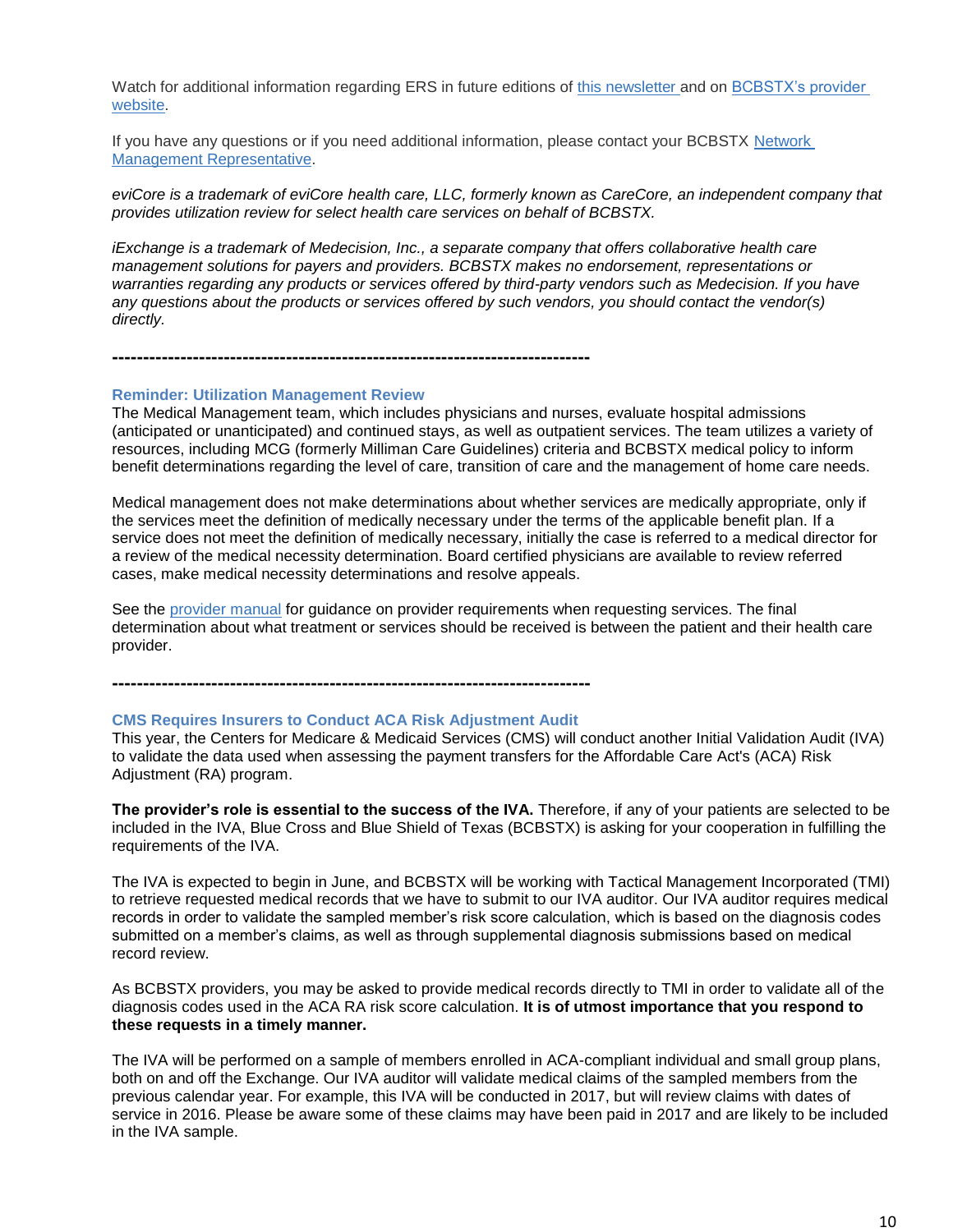Watch for additional information regarding ERS in future editions of this newsletter and on BCBSTX's provider website.

If you have any questions or if you need additional information, please contact your BCBSTX Network Management Representative.

*eviCore is a trademark of eviCore health care, LLC, formerly known as CareCore, an independent company that provides utilization review for select health care services on behalf of BCBSTX.*

*iExchange is a trademark of Medecision, Inc., a separate company that offers collaborative health care management solutions for payers and providers. BCBSTX makes no endorsement, representations or warranties regarding any products or services offered by third-party vendors such as Medecision. If you have any questions about the products or services offered by such vendors, you should contact the vendor(s) directly.*

---

### Reminder: Utilization Management Review

The Medical Management team, which includes physicians and nurses, evaluate hospital admissions (anticipated or unanticipated) and continued stays, as well as outpatient services. The team utilizes a variety of resources, including MCG (formerly Milliman Care Guidelines) criteria and BCBSTX medical policy to inform benefit determinations regarding the level of care, transition of care and the management of home care needs.

Medical management does not make determinations about whether services are medically appropriate, only if the services meet the definition of medically necessary under the terms of the applicable benefit plan. If a service does not meet the definition of medically necessary, initially the case is referred to a medical director for a review of the medical necessity determination. Board certified physicians are available to review referred cases, make medical necessity determinations and resolve appeals.

See the provider manual for guidance on provider requirements when requesting services. The final determination about what treatment or services should be received is between the patient and their health care provider.

---

### CMS Requires Insurers to Conduct ACA Risk Adjustment Audit

This year, the Centers for Medicare & Medicaid Services (CMS) will conduct another Initial Validation Audit (IVA) to validate the data used when assessing the payment transfers for the Affordable Care Act's (ACA) Risk Adjustment (RA) program.

**The provider's role is essential to the success of the IVA.** Therefore, if any of your patients are selected to be included in the IVA, Blue Cross and Blue Shield of Texas (BCBSTX) is asking for your cooperation in fulfilling the requirements of the IVA.

The IVA is expected to begin in June, and BCBSTX will be working with Tactical Management Incorporated (TMI) to retrieve requested medical records that we have to submit to our IVA auditor. Our IVA auditor requires medical records in order to validate the sampled member's risk score calculation, which is based on the diagnosis codes submitted on a member's claims, as well as through supplemental diagnosis submissions based on medical record review.

As BCBSTX providers, you may be asked to provide medical records directly to TMI in order to validate all of the diagnosis codes used in the ACA RA risk score calculation. **It is of utmost importance that you respond to these requests in a timely manner.**

The IVA will be performed on a sample of members enrolled in ACA-compliant individual and small group plans, both on and off the Exchange. Our IVA auditor will validate medical claims of the sampled members from the previous calendar year. For example, this IVA will be conducted in 2017, but will review claims with dates of service in 2016. Please be aware some of these claims may have been paid in 2017 and are likely to be included in the IVA sample.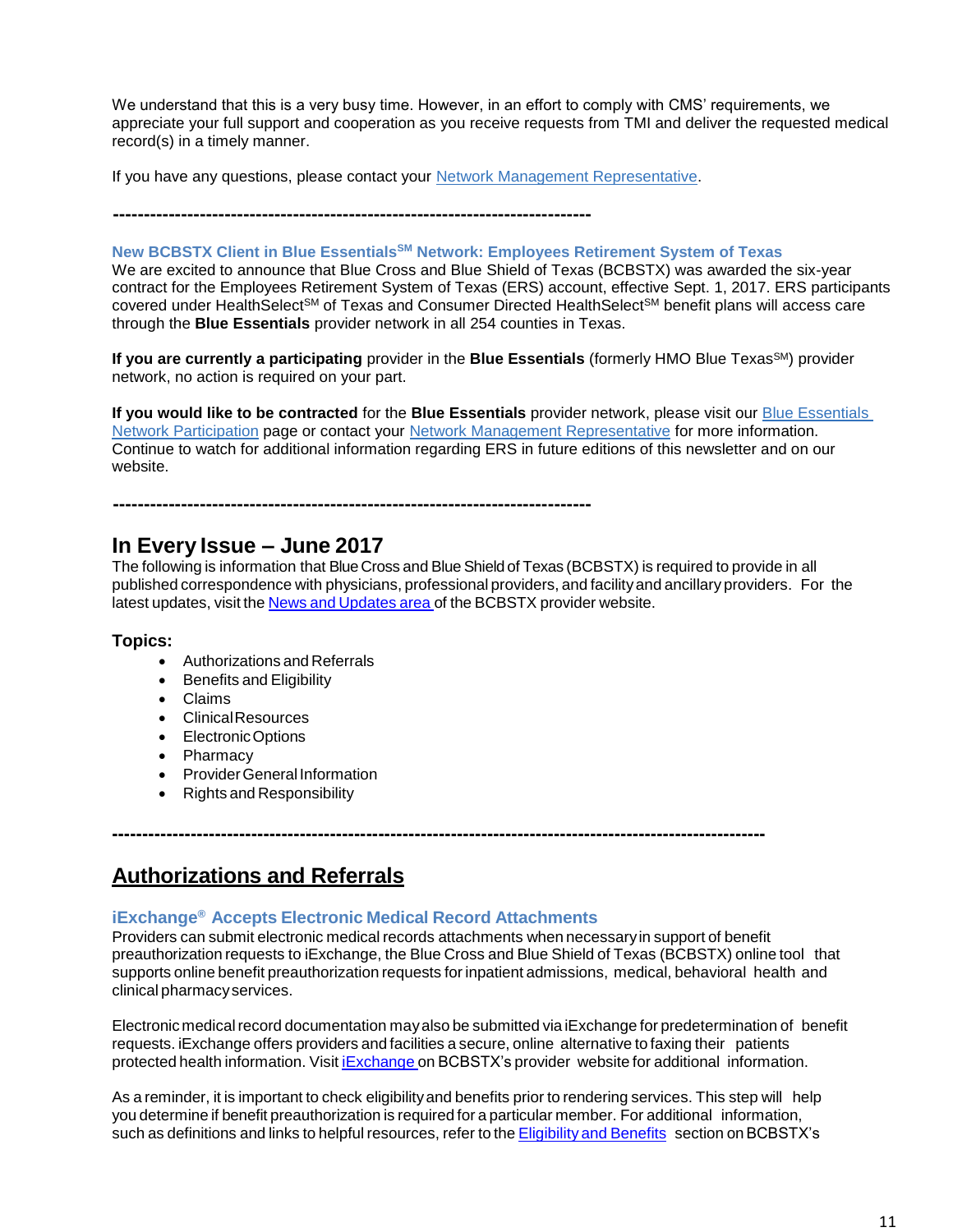We understand that this is a very busy time. However, in an effort to comply with CMS' requirements, we appreciate your full support and cooperation as you receive requests from TMI and deliver the requested medical record(s) in a timely manner.

If you have any questions, please contact your Network Management Representative.

---

### New BCBSTX Client in Blue Essentials℠ Network: Employees Retirement System of Texas

We are excited to announce that Blue Cross and Blue Shield of Texas (BCBSTX) was awarded the six-year contract for the Employees Retirement System of Texas (ERS) account, effective Sept. 1, 2017. ERS participants covered under HealthSelect℠ of Texas and Consumer Directed HealthSelect℠ benefit plans will access care through the **Blue Essentials** provider network in all 254 counties in Texas.

**If you are currently a participating** provider in the **Blue Essentials** (formerly HMO Blue Texas℠) provider network, no action is required on your part.

**If you would like to be contracted** for the **Blue Essentials** provider network, please visit our Blue Essentials Network Participation page or contact your Network Management Representative for more information. Continue to watch for additional information regarding ERS in future editions of this newsletter and on our website.

---

## In Every Issue – June 2017

The following is information that Blue Cross and Blue Shield of Texas (BCBSTX) is required to provide in all published correspondence with physicians, professional providers, and facility and ancillary providers. For the latest updates, visit the News and Updates area of the BCBSTX provider website.

**Topics:**

- Authorizations and Referrals
- Benefits and Eligibility
- Claims
- Clinical Resources
- Electronic Options
- Pharmacy
- Provider General Information
- Rights and Responsibility

---

## Authorizations and Referrals

### iExchange® Accepts Electronic Medical Record Attachments

Providers can submit electronic medical records attachments when necessary in support of benefit preauthorization requests to iExchange, the Blue Cross and Blue Shield of Texas (BCBSTX) online tool that supports online benefit preauthorization requests for inpatient admissions, medical, behavioral health and clinical pharmacy services.

Electronic medical record documentation may also be submitted via iExchange for predetermination of benefit requests. iExchange offers providers and facilities a secure, online alternative to faxing their patients protected health information. Visit iExchange on BCBSTX's provider website for additional information.

As a reminder, it is important to check eligibility and benefits prior to rendering services. This step will help you determine if benefit preauthorization is required for a particular member. For additional information, such as definitions and links to helpful resources, refer to the Eligibility and Benefits section on BCBSTX's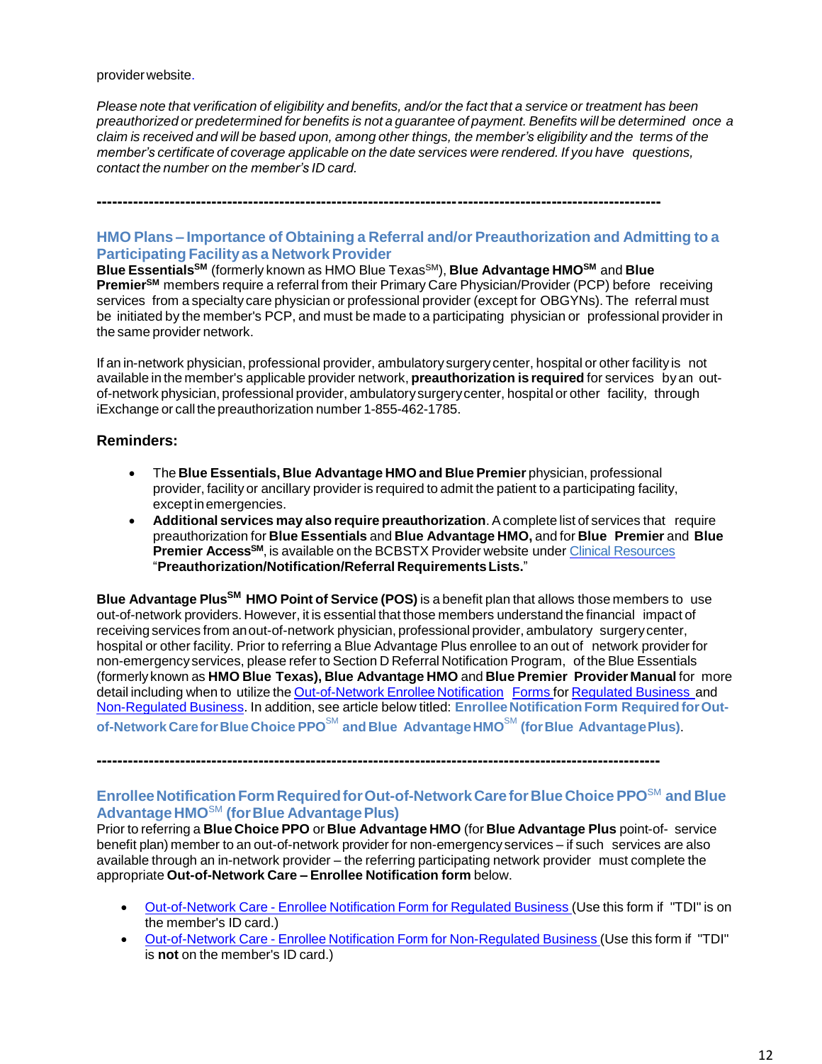provider website.

*Please note that verification of eligibility and benefits, and/or the fact that a service or treatment has been preauthorized or predetermined for benefits is not a guarantee of payment. Benefits will be determined once a claim is received and will be based upon, among other things, the member's eligibility and the terms of the member's certificate of coverage applicable on the date services were rendered. If you have questions, contact the number on the member's ID card.*

---

## HMO Plans – Importance of Obtaining a Referral and/or Preauthorization and Admitting to a Participating Facility as a Network Provider

**Blue Essentials**SM (formerly known as HMO Blue Texas SM), **Blue Advantage HMO**SM and **Blue Premier**SM members require a referral from their Primary Care Physician/Provider (PCP) before receiving services from a specialty care physician or professional provider (except for OBGYNs). The referral must be initiated by the member's PCP, and must be made to a participating physician or professional provider in the same provider network.

If an in-network physician, professional provider, ambulatory surgery center, hospital or other facility is not available in the member's applicable provider network, **preauthorization is required** for services by an out-of-network physician, professional provider, ambulatory surgery center, hospital or other facility, through iExchange or call the preauthorization number 1-855-462-1785.

### Reminders:

- The **Blue Essentials, Blue Advantage HMO and Blue Premier** physician, professional provider, facility or ancillary provider is required to admit the patient to a participating facility, except in emergencies.
- **Additional services may also require preauthorization**. A complete list of services that require preauthorization for **Blue Essentials** and **Blue Advantage HMO,** and for **Blue Premier** and **Blue Premier Access**SM, is available on the BCBSTX Provider website under Clinical Resources "**Preauthorization/Notification/Referral Requirements Lists.**"

**Blue Advantage Plus**SM **HMO Point of Service (POS)** is a benefit plan that allows those members to use out-of-network providers. However, it is essential that those members understand the financial impact of receiving services from an out-of-network physician, professional provider, ambulatory surgery center, hospital or other facility. Prior to referring a Blue Advantage Plus enrollee to an out of network provider for non-emergency services, please refer to Section D Referral Notification Program, of the Blue Essentials (formerly known as **HMO Blue Texas), Blue Advantage HMO** and **Blue Premier Provider Manual** for more detail including when to utilize the Out-of-Network Enrollee Notification Forms for Regulated Business and Non-Regulated Business. In addition, see article below titled: **Enrollee Notification Form Required for Out-of-Network Care for Blue Choice PPO**SM **and Blue Advantage HMO**SM **(for Blue Advantage Plus)**.

---

## Enrollee Notification Form Required for Out-of-Network Care for Blue Choice PPOSM and Blue Advantage HMOSM (for Blue Advantage Plus)

Prior to referring a **Blue Choice PPO** or **Blue Advantage HMO** (for **Blue Advantage Plus** point-of- service benefit plan) member to an out-of-network provider for non-emergency services – if such services are also available through an in-network provider – the referring participating network provider must complete the appropriate **Out-of-Network Care – Enrollee Notification form** below.

- Out-of-Network Care - Enrollee Notification Form for Regulated Business (Use this form if "TDI" is on the member's ID card.)
- Out-of-Network Care - Enrollee Notification Form for Non-Regulated Business (Use this form if "TDI" is **not** on the member's ID card.)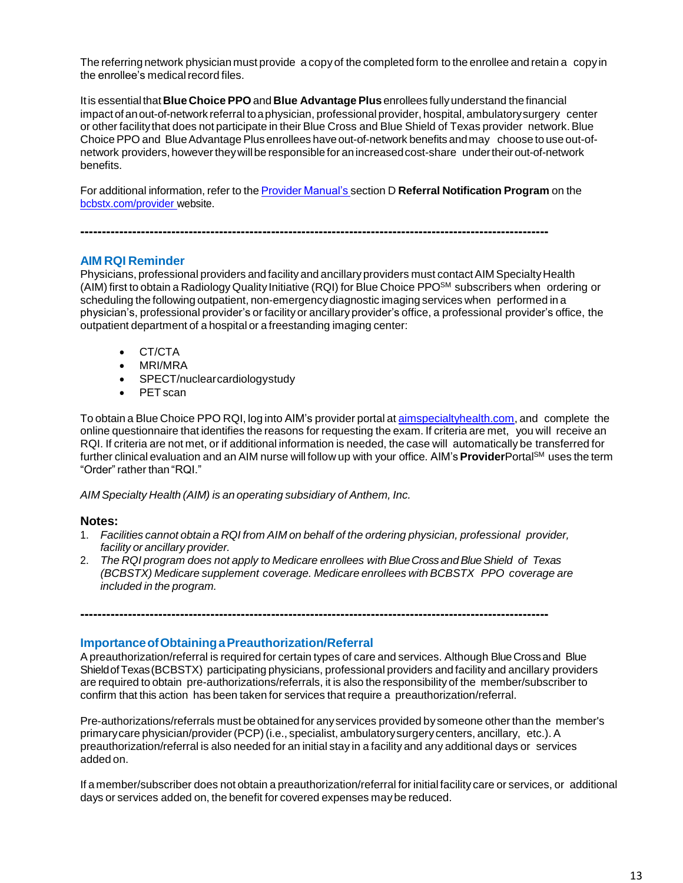The referring network physician must provide a copy of the completed form to the enrollee and retain a copy in the enrollee's medical record files.

It is essential that **Blue Choice PPO** and **Blue Advantage Plus** enrollees fully understand the financial impact of an out-of-network referral to a physician, professional provider, hospital, ambulatory surgery center or other facility that does not participate in their Blue Cross and Blue Shield of Texas provider network. Blue Choice PPO and Blue Advantage Plus enrollees have out-of-network benefits and may choose to use out-of-network providers, however they will be responsible for an increased cost-share under their out-of-network benefits.

For additional information, refer to the [Provider Manual's](Provider Manual's) section D **Referral Notification Program** on the [bcbstx.com/provider](bcbstx.com/provider) website.

---

## AIM RQI Reminder

Physicians, professional providers and facility and ancillary providers must contact AIM Specialty Health (AIM) first to obtain a Radiology Quality Initiative (RQI) for Blue Choice PPO℠ subscribers when ordering or scheduling the following outpatient, non-emergency diagnostic imaging services when performed in a physician's, professional provider's or facility or ancillary provider's office, a professional provider's office, the outpatient department of a hospital or a freestanding imaging center:

- CT/CTA
- MRI/MRA
- SPECT/nuclear cardiology study
- PET scan

To obtain a Blue Choice PPO RQI, log into AIM's provider portal at [aimspecialtyhealth.com](aimspecialtyhealth.com), and complete the online questionnaire that identifies the reasons for requesting the exam. If criteria are met, you will receive an RQI. If criteria are not met, or if additional information is needed, the case will automatically be transferred for further clinical evaluation and an AIM nurse will follow up with your office. AIM's **Provider**Portal℠ uses the term "Order" rather than "RQI."

*AIM Specialty Health (AIM) is an operating subsidiary of Anthem, Inc.*

**Notes:**

1. *Facilities cannot obtain a RQI from AIM on behalf of the ordering physician, professional provider, facility or ancillary provider.*
2. *The RQI program does not apply to Medicare enrollees with Blue Cross and Blue Shield of Texas (BCBSTX) Medicare supplement coverage. Medicare enrollees with BCBSTX PPO coverage are included in the program.*

---

## Importance of Obtaining a Preauthorization/Referral

A preauthorization/referral is required for certain types of care and services. Although Blue Cross and Blue Shield of Texas (BCBSTX) participating physicians, professional providers and facility and ancillary providers are required to obtain pre-authorizations/referrals, it is also the responsibility of the member/subscriber to confirm that this action has been taken for services that require a preauthorization/referral.

Pre-authorizations/referrals must be obtained for any services provided by someone other than the member's primary care physician/provider (PCP) (i.e., specialist, ambulatory surgery centers, ancillary, etc.). A preauthorization/referral is also needed for an initial stay in a facility and any additional days or services added on.

If a member/subscriber does not obtain a preauthorization/referral for initial facility care or services, or additional days or services added on, the benefit for covered expenses may be reduced.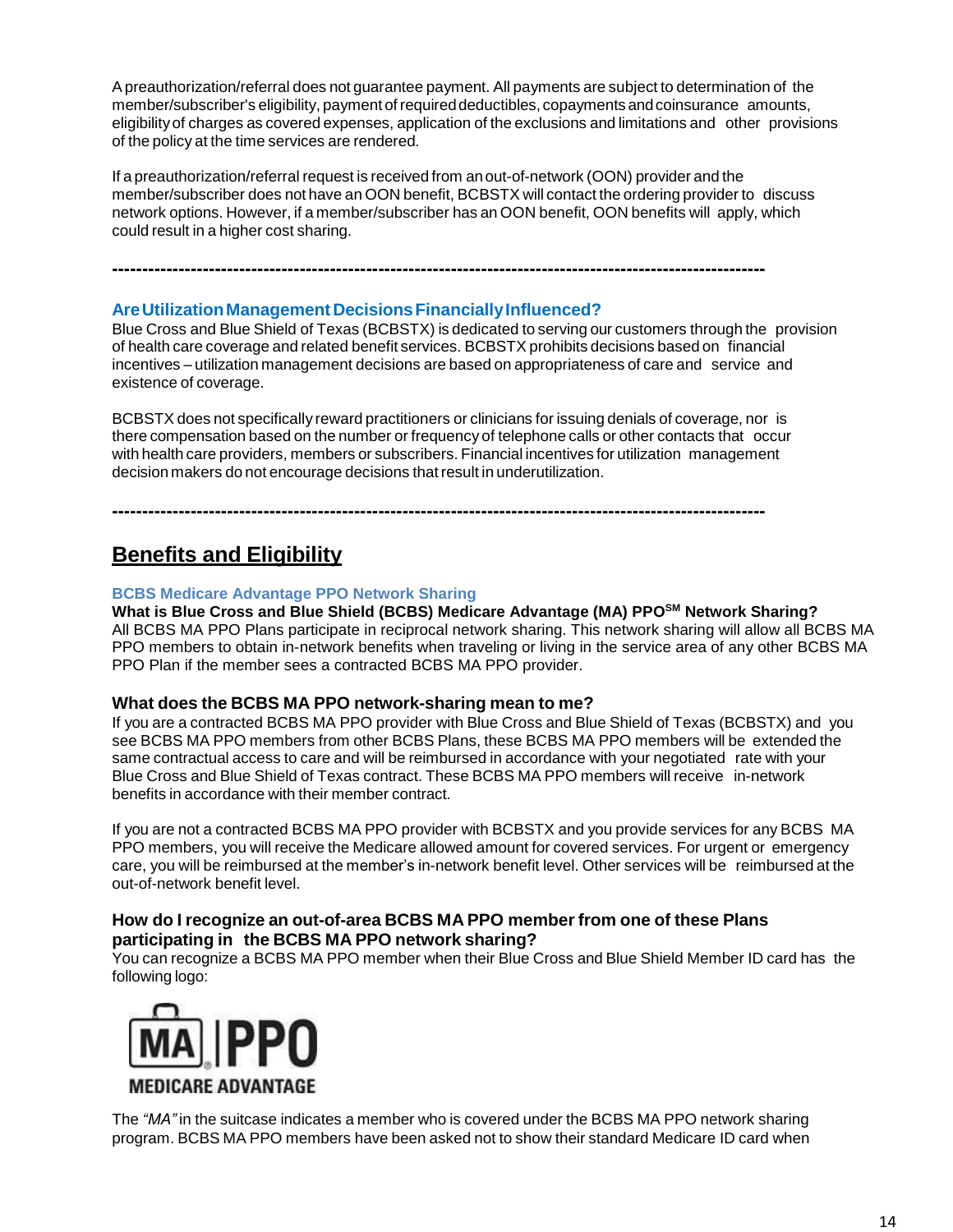A preauthorization/referral does not guarantee payment. All payments are subject to determination of the member/subscriber's eligibility, payment of required deductibles, copayments and coinsurance amounts, eligibility of charges as covered expenses, application of the exclusions and limitations and other provisions of the policy at the time services are rendered.

If a preauthorization/referral request is received from an out-of-network (OON) provider and the member/subscriber does not have an OON benefit, BCBSTX will contact the ordering provider to discuss network options. However, if a member/subscriber has an OON benefit, OON benefits will apply, which could result in a higher cost sharing.

---

### Are Utilization Management Decisions Financially Influenced?

Blue Cross and Blue Shield of Texas (BCBSTX) is dedicated to serving our customers through the provision of health care coverage and related benefit services. BCBSTX prohibits decisions based on financial incentives – utilization management decisions are based on appropriateness of care and service and existence of coverage.

BCBSTX does not specifically reward practitioners or clinicians for issuing denials of coverage, nor is there compensation based on the number or frequency of telephone calls or other contacts that occur with health care providers, members or subscribers. Financial incentives for utilization management decision makers do not encourage decisions that result in underutilization.

---

## Benefits and Eligibility

### BCBS Medicare Advantage PPO Network Sharing

**What is Blue Cross and Blue Shield (BCBS) Medicare Advantage (MA) PPO℠ Network Sharing?**
All BCBS MA PPO Plans participate in reciprocal network sharing. This network sharing will allow all BCBS MA PPO members to obtain in-network benefits when traveling or living in the service area of any other BCBS MA PPO Plan if the member sees a contracted BCBS MA PPO provider.

#### What does the BCBS MA PPO network-sharing mean to me?

If you are a contracted BCBS MA PPO provider with Blue Cross and Blue Shield of Texas (BCBSTX) and you see BCBS MA PPO members from other BCBS Plans, these BCBS MA PPO members will be extended the same contractual access to care and will be reimbursed in accordance with your negotiated rate with your Blue Cross and Blue Shield of Texas contract. These BCBS MA PPO members will receive in-network benefits in accordance with their member contract.

If you are not a contracted BCBS MA PPO provider with BCBSTX and you provide services for any BCBS MA PPO members, you will receive the Medicare allowed amount for covered services. For urgent or emergency care, you will be reimbursed at the member's in-network benefit level. Other services will be reimbursed at the out-of-network benefit level.

#### How do I recognize an out-of-area BCBS MA PPO member from one of these Plans participating in the BCBS MA PPO network sharing?

You can recognize a BCBS MA PPO member when their Blue Cross and Blue Shield Member ID card has the following logo:

MA | PPO
MEDICARE ADVANTAGE

The *"MA"* in the suitcase indicates a member who is covered under the BCBS MA PPO network sharing program. BCBS MA PPO members have been asked not to show their standard Medicare ID card when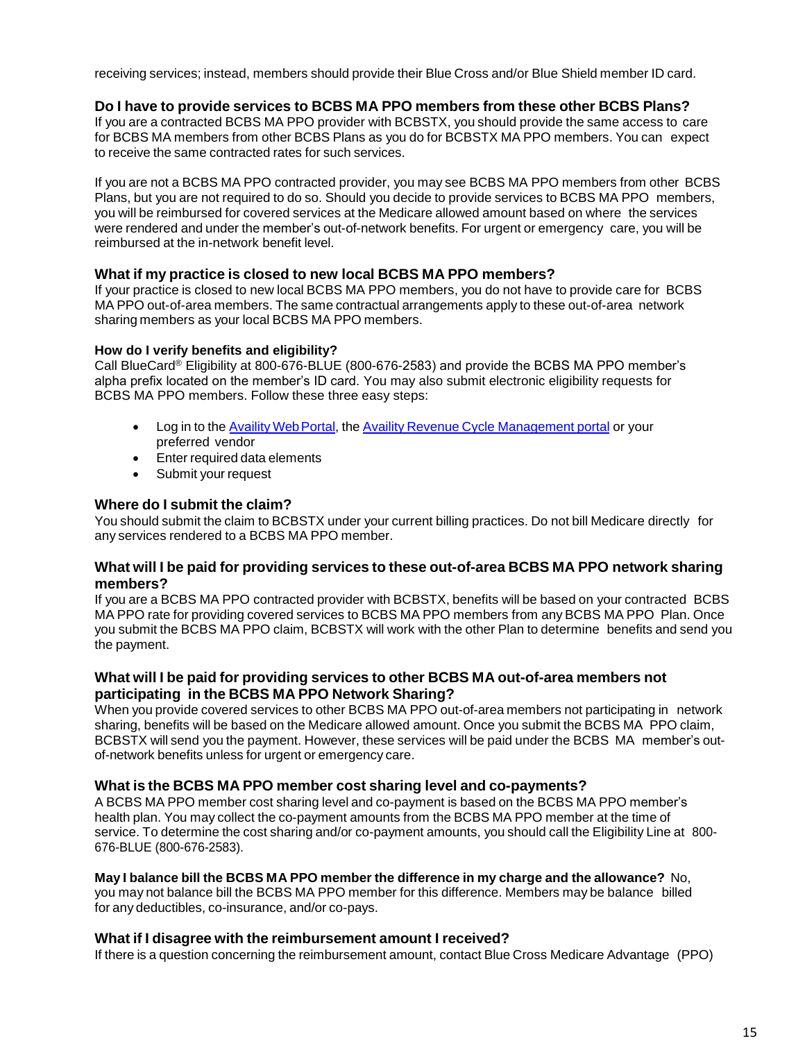receiving services; instead, members should provide their Blue Cross and/or Blue Shield member ID card.

### Do I have to provide services to BCBS MA PPO members from these other BCBS Plans?

If you are a contracted BCBS MA PPO provider with BCBSTX, you should provide the same access to care for BCBS MA members from other BCBS Plans as you do for BCBSTX MA PPO members. You can expect to receive the same contracted rates for such services.

If you are not a BCBS MA PPO contracted provider, you may see BCBS MA PPO members from other BCBS Plans, but you are not required to do so. Should you decide to provide services to BCBS MA PPO members, you will be reimbursed for covered services at the Medicare allowed amount based on where the services were rendered and under the member's out-of-network benefits. For urgent or emergency care, you will be reimbursed at the in-network benefit level.

### What if my practice is closed to new local BCBS MA PPO members?

If your practice is closed to new local BCBS MA PPO members, you do not have to provide care for BCBS MA PPO out-of-area members. The same contractual arrangements apply to these out-of-area network sharing members as your local BCBS MA PPO members.

#### How do I verify benefits and eligibility?

Call BlueCard® Eligibility at 800-676-BLUE (800-676-2583) and provide the BCBS MA PPO member's alpha prefix located on the member's ID card. You may also submit electronic eligibility requests for BCBS MA PPO members. Follow these three easy steps:

- Log in to the Availity Web Portal, the Availity Revenue Cycle Management portal or your preferred vendor
- Enter required data elements
- Submit your request

### Where do I submit the claim?

You should submit the claim to BCBSTX under your current billing practices. Do not bill Medicare directly for any services rendered to a BCBS MA PPO member.

### What will I be paid for providing services to these out-of-area BCBS MA PPO network sharing members?

If you are a BCBS MA PPO contracted provider with BCBSTX, benefits will be based on your contracted BCBS MA PPO rate for providing covered services to BCBS MA PPO members from any BCBS MA PPO Plan. Once you submit the BCBS MA PPO claim, BCBSTX will work with the other Plan to determine benefits and send you the payment.

### What will I be paid for providing services to other BCBS MA out-of-area members not participating in the BCBS MA PPO Network Sharing?

When you provide covered services to other BCBS MA PPO out-of-area members not participating in network sharing, benefits will be based on the Medicare allowed amount. Once you submit the BCBS MA PPO claim, BCBSTX will send you the payment. However, these services will be paid under the BCBS MA member's out-of-network benefits unless for urgent or emergency care.

### What is the BCBS MA PPO member cost sharing level and co-payments?

A BCBS MA PPO member cost sharing level and co-payment is based on the BCBS MA PPO member's health plan. You may collect the co-payment amounts from the BCBS MA PPO member at the time of service. To determine the cost sharing and/or co-payment amounts, you should call the Eligibility Line at 800-676-BLUE (800-676-2583).

**May I balance bill the BCBS MA PPO member the difference in my charge and the allowance?** No, you may not balance bill the BCBS MA PPO member for this difference. Members may be balance billed for any deductibles, co-insurance, and/or co-pays.

### What if I disagree with the reimbursement amount I received?

If there is a question concerning the reimbursement amount, contact Blue Cross Medicare Advantage (PPO)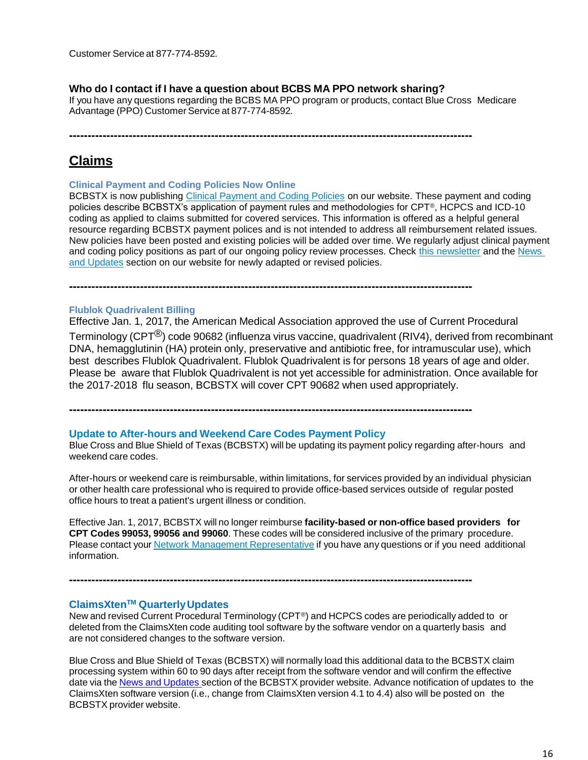Customer Service at 877-774-8592.

**Who do I contact if I have a question about BCBS MA PPO network sharing?**
If you have any questions regarding the BCBS MA PPO program or products, contact Blue Cross Medicare Advantage (PPO) Customer Service at 877-774-8592.

---

## Claims

### Clinical Payment and Coding Policies Now Online

BCBSTX is now publishing Clinical Payment and Coding Policies on our website. These payment and coding policies describe BCBSTX's application of payment rules and methodologies for CPT®, HCPCS and ICD-10 coding as applied to claims submitted for covered services. This information is offered as a helpful general resource regarding BCBSTX payment polices and is not intended to address all reimbursement related issues. New policies have been posted and existing policies will be added over time. We regularly adjust clinical payment and coding policy positions as part of our ongoing policy review processes. Check this newsletter and the News and Updates section on our website for newly adapted or revised policies.

---

### Flublok Quadrivalent Billing

Effective Jan. 1, 2017, the American Medical Association approved the use of Current Procedural Terminology (CPT®) code 90682 (influenza virus vaccine, quadrivalent (RIV4), derived from recombinant DNA, hemagglutinin (HA) protein only, preservative and antibiotic free, for intramuscular use), which best describes Flublok Quadrivalent. Flublok Quadrivalent is for persons 18 years of age and older. Please be aware that Flublok Quadrivalent is not yet accessible for administration. Once available for the 2017-2018 flu season, BCBSTX will cover CPT 90682 when used appropriately.

---

### Update to After-hours and Weekend Care Codes Payment Policy

Blue Cross and Blue Shield of Texas (BCBSTX) will be updating its payment policy regarding after-hours and weekend care codes.

After-hours or weekend care is reimbursable, within limitations, for services provided by an individual physician or other health care professional who is required to provide office-based services outside of regular posted office hours to treat a patient's urgent illness or condition.

Effective Jan. 1, 2017, BCBSTX will no longer reimburse **facility-based or non-office based providers for CPT Codes 99053, 99056 and 99060**. These codes will be considered inclusive of the primary procedure. Please contact your Network Management Representative if you have any questions or if you need additional information.

---

### ClaimsXten™ Quarterly Updates

New and revised Current Procedural Terminology (CPT®) and HCPCS codes are periodically added to or deleted from the ClaimsXten code auditing tool software by the software vendor on a quarterly basis and are not considered changes to the software version.

Blue Cross and Blue Shield of Texas (BCBSTX) will normally load this additional data to the BCBSTX claim processing system within 60 to 90 days after receipt from the software vendor and will confirm the effective date via the News and Updates section of the BCBSTX provider website. Advance notification of updates to the ClaimsXten software version (i.e., change from ClaimsXten version 4.1 to 4.4) also will be posted on the BCBSTX provider website.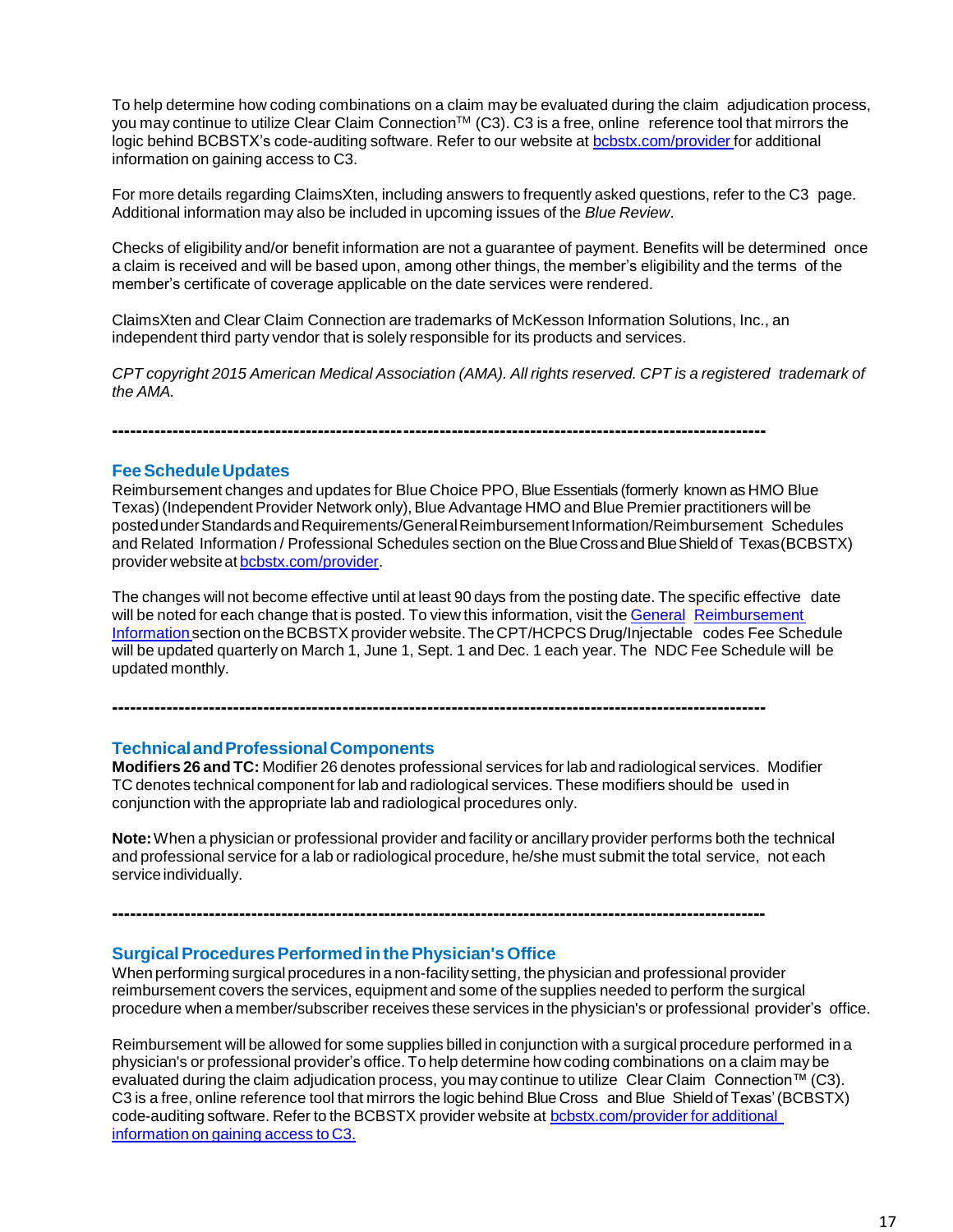To help determine how coding combinations on a claim may be evaluated during the claim adjudication process, you may continue to utilize Clear Claim Connection™ (C3). C3 is a free, online reference tool that mirrors the logic behind BCBSTX's code-auditing software. Refer to our website at [bcbstx.com/provider](bcbstx.com/provider) for additional information on gaining access to C3.

For more details regarding ClaimsXten, including answers to frequently asked questions, refer to the C3 page. Additional information may also be included in upcoming issues of the *Blue Review*.

Checks of eligibility and/or benefit information are not a guarantee of payment. Benefits will be determined once a claim is received and will be based upon, among other things, the member's eligibility and the terms of the member's certificate of coverage applicable on the date services were rendered.

ClaimsXten and Clear Claim Connection are trademarks of McKesson Information Solutions, Inc., an independent third party vendor that is solely responsible for its products and services.

*CPT copyright 2015 American Medical Association (AMA). All rights reserved. CPT is a registered trademark of the AMA.*

---

## Fee Schedule Updates

Reimbursement changes and updates for Blue Choice PPO, Blue Essentials (formerly known as HMO Blue Texas) (Independent Provider Network only), Blue Advantage HMO and Blue Premier practitioners will be posted under Standards and Requirements/General Reimbursement Information/Reimbursement Schedules and Related Information / Professional Schedules section on the Blue Cross and Blue Shield of Texas (BCBSTX) provider website at [bcbstx.com/provider](bcbstx.com/provider).

The changes will not become effective until at least 90 days from the posting date. The specific effective date will be noted for each change that is posted. To view this information, visit the [General Reimbursement Information]() section on the BCBSTX provider website. The CPT/HCPCS Drug/Injectable codes Fee Schedule will be updated quarterly on March 1, June 1, Sept. 1 and Dec. 1 each year. The NDC Fee Schedule will be updated monthly.

---

## Technical and Professional Components

**Modifiers 26 and TC:** Modifier 26 denotes professional services for lab and radiological services. Modifier TC denotes technical component for lab and radiological services. These modifiers should be used in conjunction with the appropriate lab and radiological procedures only.

**Note:** When a physician or professional provider and facility or ancillary provider performs both the technical and professional service for a lab or radiological procedure, he/she must submit the total service, not each service individually.

---

## Surgical Procedures Performed in the Physician's Office

When performing surgical procedures in a non-facility setting, the physician and professional provider reimbursement covers the services, equipment and some of the supplies needed to perform the surgical procedure when a member/subscriber receives these services in the physician's or professional provider's office.

Reimbursement will be allowed for some supplies billed in conjunction with a surgical procedure performed in a physician's or professional provider's office. To help determine how coding combinations on a claim may be evaluated during the claim adjudication process, you may continue to utilize Clear Claim Connection™ (C3). C3 is a free, online reference tool that mirrors the logic behind Blue Cross and Blue Shield of Texas' (BCBSTX) code-auditing software. Refer to the BCBSTX provider website at [bcbstx.com/provider for additional information on gaining access to C3.](bcbstx.com/provider)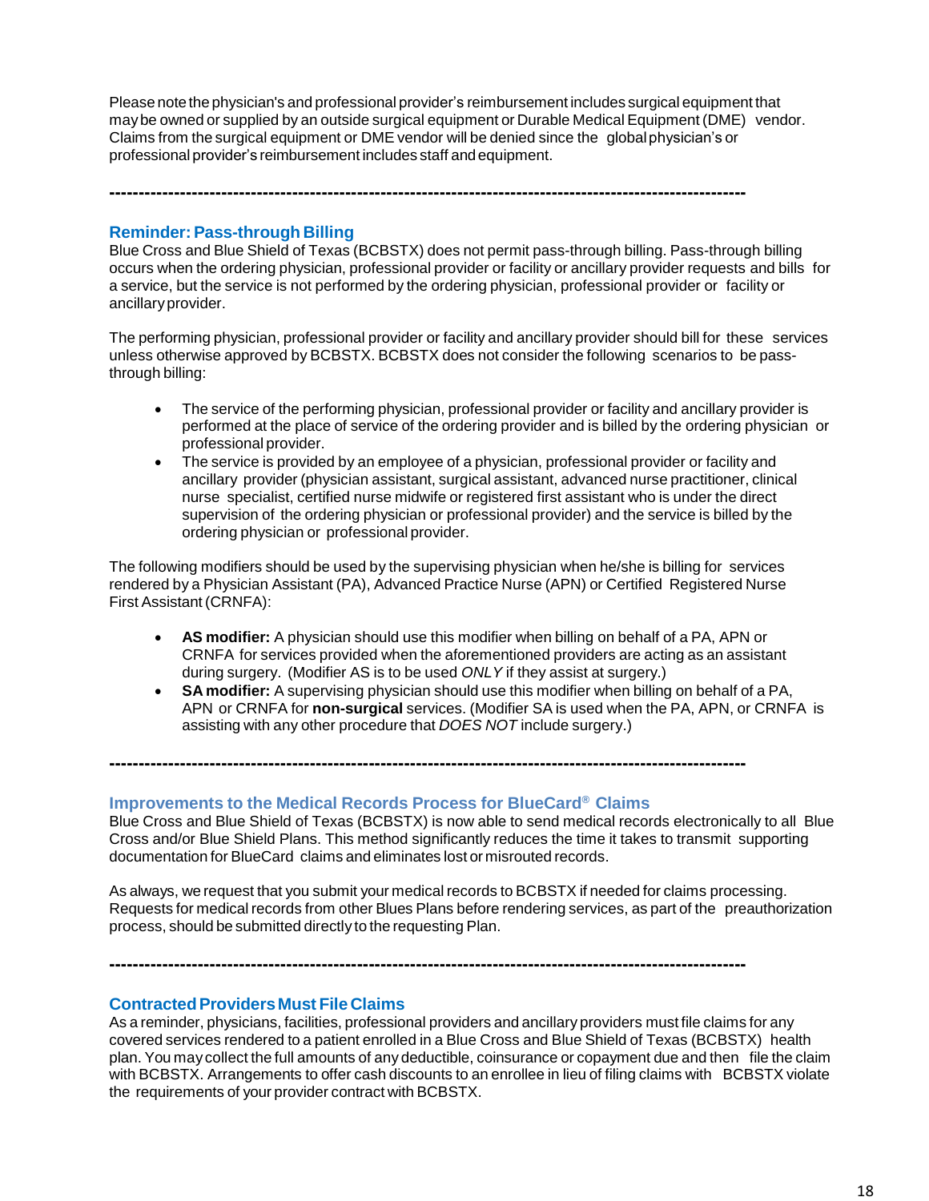Please note the physician's and professional provider's reimbursement includes surgical equipment that may be owned or supplied by an outside surgical equipment or Durable Medical Equipment (DME) vendor. Claims from the surgical equipment or DME vendor will be denied since the global physician's or professional provider's reimbursement includes staff and equipment.

---

## Reminder: Pass-through Billing

Blue Cross and Blue Shield of Texas (BCBSTX) does not permit pass-through billing. Pass-through billing occurs when the ordering physician, professional provider or facility or ancillary provider requests and bills for a service, but the service is not performed by the ordering physician, professional provider or facility or ancillary provider.

The performing physician, professional provider or facility and ancillary provider should bill for these services unless otherwise approved by BCBSTX. BCBSTX does not consider the following scenarios to be pass-through billing:

- The service of the performing physician, professional provider or facility and ancillary provider is performed at the place of service of the ordering provider and is billed by the ordering physician or professional provider.
- The service is provided by an employee of a physician, professional provider or facility and ancillary provider (physician assistant, surgical assistant, advanced nurse practitioner, clinical nurse specialist, certified nurse midwife or registered first assistant who is under the direct supervision of the ordering physician or professional provider) and the service is billed by the ordering physician or professional provider.

The following modifiers should be used by the supervising physician when he/she is billing for services rendered by a Physician Assistant (PA), Advanced Practice Nurse (APN) or Certified Registered Nurse First Assistant (CRNFA):

- **AS modifier:** A physician should use this modifier when billing on behalf of a PA, APN or CRNFA for services provided when the aforementioned providers are acting as an assistant during surgery. (Modifier AS is to be used *ONLY* if they assist at surgery.)
- **SA modifier:** A supervising physician should use this modifier when billing on behalf of a PA, APN or CRNFA for **non-surgical** services. (Modifier SA is used when the PA, APN, or CRNFA is assisting with any other procedure that *DOES NOT* include surgery.)

---

## Improvements to the Medical Records Process for BlueCard® Claims

Blue Cross and Blue Shield of Texas (BCBSTX) is now able to send medical records electronically to all Blue Cross and/or Blue Shield Plans. This method significantly reduces the time it takes to transmit supporting documentation for BlueCard claims and eliminates lost or misrouted records.

As always, we request that you submit your medical records to BCBSTX if needed for claims processing. Requests for medical records from other Blues Plans before rendering services, as part of the preauthorization process, should be submitted directly to the requesting Plan.

---

## Contracted Providers Must File Claims

As a reminder, physicians, facilities, professional providers and ancillary providers must file claims for any covered services rendered to a patient enrolled in a Blue Cross and Blue Shield of Texas (BCBSTX) health plan. You may collect the full amounts of any deductible, coinsurance or copayment due and then file the claim with BCBSTX. Arrangements to offer cash discounts to an enrollee in lieu of filing claims with BCBSTX violate the requirements of your provider contract with BCBSTX.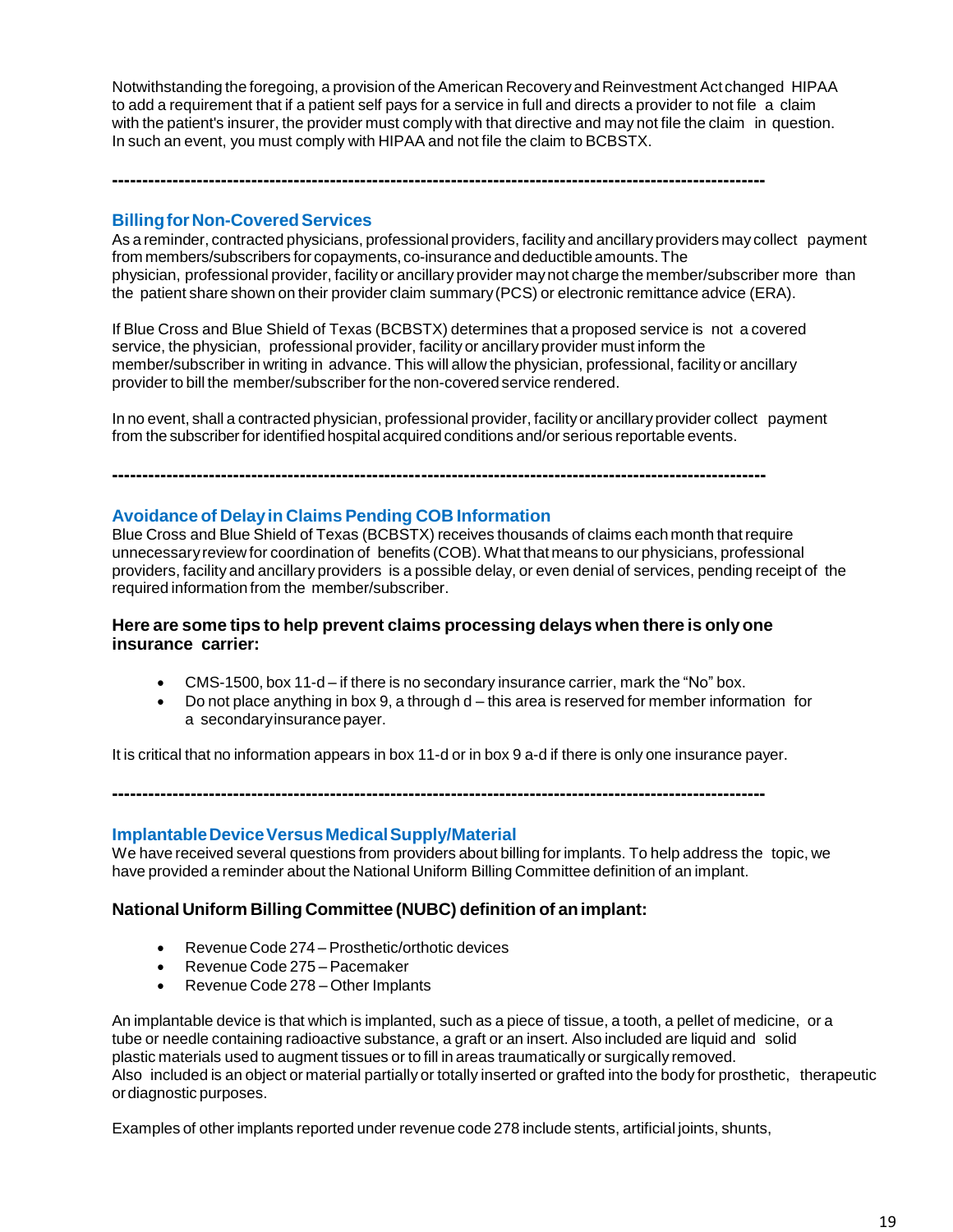Notwithstanding the foregoing, a provision of the American Recovery and Reinvestment Act changed HIPAA to add a requirement that if a patient self pays for a service in full and directs a provider to not file a claim with the patient's insurer, the provider must comply with that directive and may not file the claim in question. In such an event, you must comply with HIPAA and not file the claim to BCBSTX.

---

## Billing for Non-Covered Services

As a reminder, contracted physicians, professional providers, facility and ancillary providers may collect payment from members/subscribers for copayments, co-insurance and deductible amounts. The physician, professional provider, facility or ancillary provider may not charge the member/subscriber more than the patient share shown on their provider claim summary (PCS) or electronic remittance advice (ERA).

If Blue Cross and Blue Shield of Texas (BCBSTX) determines that a proposed service is not a covered service, the physician, professional provider, facility or ancillary provider must inform the member/subscriber in writing in advance. This will allow the physician, professional, facility or ancillary provider to bill the member/subscriber for the non-covered service rendered.

In no event, shall a contracted physician, professional provider, facility or ancillary provider collect payment from the subscriber for identified hospital acquired conditions and/or serious reportable events.

---

## Avoidance of Delay in Claims Pending COB Information

Blue Cross and Blue Shield of Texas (BCBSTX) receives thousands of claims each month that require unnecessary review for coordination of benefits (COB). What that means to our physicians, professional providers, facility and ancillary providers is a possible delay, or even denial of services, pending receipt of the required information from the member/subscriber.

### Here are some tips to help prevent claims processing delays when there is only one insurance carrier:

- CMS-1500, box 11-d – if there is no secondary insurance carrier, mark the "No" box.
- Do not place anything in box 9, a through d – this area is reserved for member information for a secondary insurance payer.

It is critical that no information appears in box 11-d or in box 9 a-d if there is only one insurance payer.

---

## Implantable Device Versus Medical Supply/Material

We have received several questions from providers about billing for implants. To help address the topic, we have provided a reminder about the National Uniform Billing Committee definition of an implant.

### National Uniform Billing Committee (NUBC) definition of an implant:

- Revenue Code 274 – Prosthetic/orthotic devices
- Revenue Code 275 – Pacemaker
- Revenue Code 278 – Other Implants

An implantable device is that which is implanted, such as a piece of tissue, a tooth, a pellet of medicine, or a tube or needle containing radioactive substance, a graft or an insert. Also included are liquid and solid plastic materials used to augment tissues or to fill in areas traumatically or surgically removed. Also included is an object or material partially or totally inserted or grafted into the body for prosthetic, therapeutic or diagnostic purposes.

Examples of other implants reported under revenue code 278 include stents, artificial joints, shunts,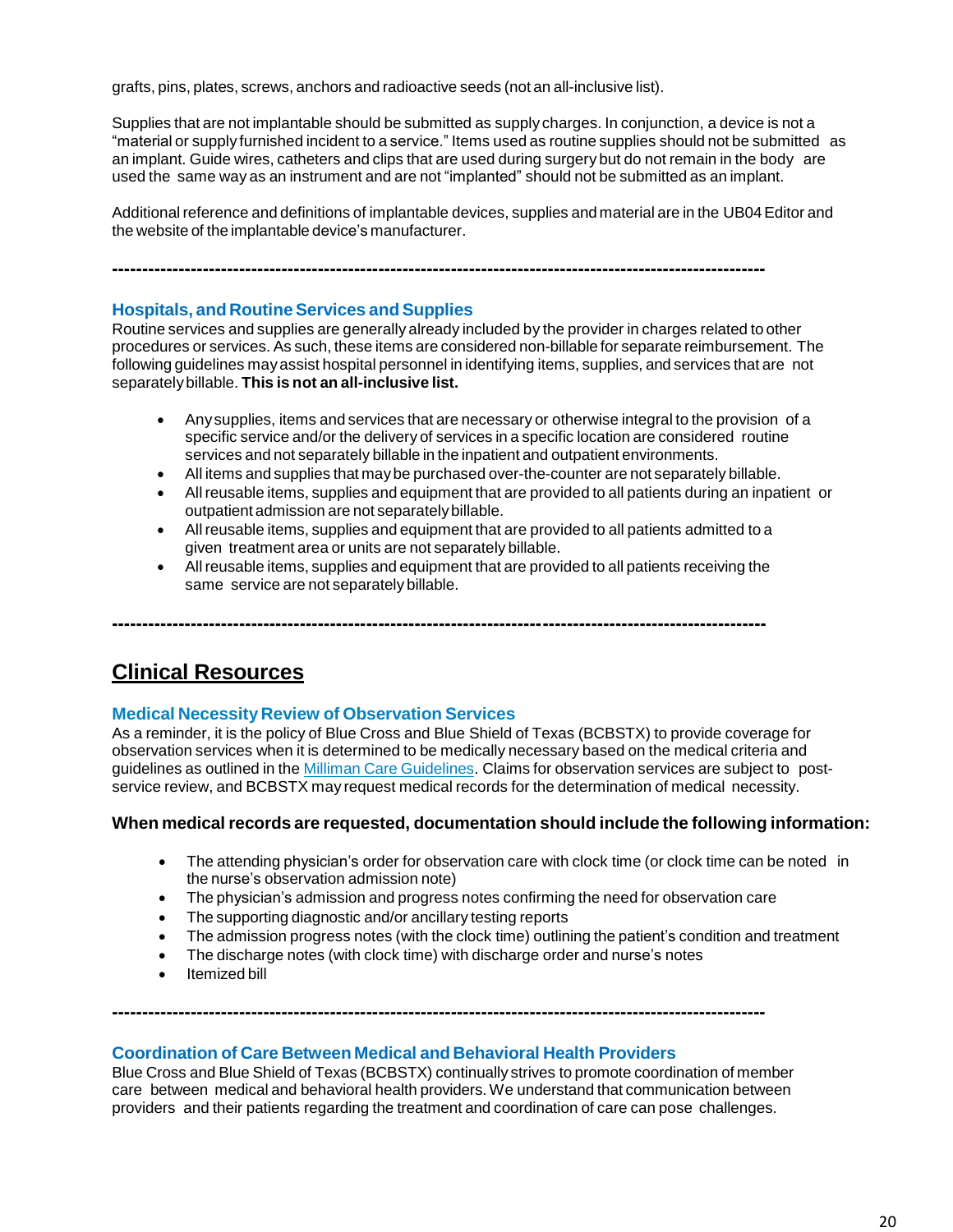grafts, pins, plates, screws, anchors and radioactive seeds (not an all-inclusive list).

Supplies that are not implantable should be submitted as supply charges. In conjunction, a device is not a "material or supply furnished incident to a service." Items used as routine supplies should not be submitted as an implant. Guide wires, catheters and clips that are used during surgery but do not remain in the body are used the same way as an instrument and are not "implanted" should not be submitted as an implant.

Additional reference and definitions of implantable devices, supplies and material are in the UB04 Editor and the website of the implantable device's manufacturer.

---

### Hospitals, and Routine Services and Supplies

Routine services and supplies are generally already included by the provider in charges related to other procedures or services. As such, these items are considered non-billable for separate reimbursement. The following guidelines may assist hospital personnel in identifying items, supplies, and services that are not separately billable. **This is not an all-inclusive list.**

- Any supplies, items and services that are necessary or otherwise integral to the provision of a specific service and/or the delivery of services in a specific location are considered routine services and not separately billable in the inpatient and outpatient environments.
- All items and supplies that may be purchased over-the-counter are not separately billable.
- All reusable items, supplies and equipment that are provided to all patients during an inpatient or outpatient admission are not separately billable.
- All reusable items, supplies and equipment that are provided to all patients admitted to a given treatment area or units are not separately billable.
- All reusable items, supplies and equipment that are provided to all patients receiving the same service are not separately billable.

---

## Clinical Resources

### Medical Necessity Review of Observation Services

As a reminder, it is the policy of Blue Cross and Blue Shield of Texas (BCBSTX) to provide coverage for observation services when it is determined to be medically necessary based on the medical criteria and guidelines as outlined in the Milliman Care Guidelines. Claims for observation services are subject to post-service review, and BCBSTX may request medical records for the determination of medical necessity.

**When medical records are requested, documentation should include the following information:**

- The attending physician's order for observation care with clock time (or clock time can be noted in the nurse's observation admission note)
- The physician's admission and progress notes confirming the need for observation care
- The supporting diagnostic and/or ancillary testing reports
- The admission progress notes (with the clock time) outlining the patient's condition and treatment
- The discharge notes (with clock time) with discharge order and nurse's notes
- Itemized bill

---

### Coordination of Care Between Medical and Behavioral Health Providers

Blue Cross and Blue Shield of Texas (BCBSTX) continually strives to promote coordination of member care between medical and behavioral health providers. We understand that communication between providers and their patients regarding the treatment and coordination of care can pose challenges.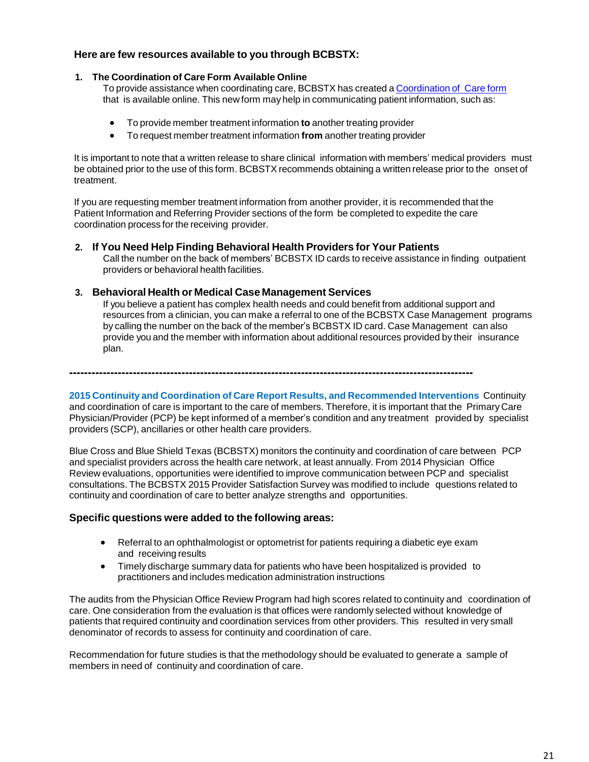### Here are few resources available to you through BCBSTX:

1. **The Coordination of Care Form Available Online**
   To provide assistance when coordinating care, BCBSTX has created a Coordination of Care form that is available online. This new form may help in communicating patient information, such as:

   - To provide member treatment information **to** another treating provider
   - To request member treatment information **from** another treating provider

It is important to note that a written release to share clinical information with members' medical providers must be obtained prior to the use of this form. BCBSTX recommends obtaining a written release prior to the onset of treatment.

If you are requesting member treatment information from another provider, it is recommended that the Patient Information and Referring Provider sections of the form be completed to expedite the care coordination process for the receiving provider.

2. **If You Need Help Finding Behavioral Health Providers for Your Patients**
   Call the number on the back of members' BCBSTX ID cards to receive assistance in finding outpatient providers or behavioral health facilities.

3. **Behavioral Health or Medical Case Management Services**
   If you believe a patient has complex health needs and could benefit from additional support and resources from a clinician, you can make a referral to one of the BCBSTX Case Management programs by calling the number on the back of the member's BCBSTX ID card. Case Management can also provide you and the member with information about additional resources provided by their insurance plan.

---

**2015 Continuity and Coordination of Care Report Results, and Recommended Interventions** Continuity and coordination of care is important to the care of members. Therefore, it is important that the Primary Care Physician/Provider (PCP) be kept informed of a member's condition and any treatment provided by specialist providers (SCP), ancillaries or other health care providers.

Blue Cross and Blue Shield Texas (BCBSTX) monitors the continuity and coordination of care between PCP and specialist providers across the health care network, at least annually. From 2014 Physician Office Review evaluations, opportunities were identified to improve communication between PCP and specialist consultations. The BCBSTX 2015 Provider Satisfaction Survey was modified to include questions related to continuity and coordination of care to better analyze strengths and opportunities.

### Specific questions were added to the following areas:

- Referral to an ophthalmologist or optometrist for patients requiring a diabetic eye exam and receiving results
- Timely discharge summary data for patients who have been hospitalized is provided to practitioners and includes medication administration instructions

The audits from the Physician Office Review Program had high scores related to continuity and coordination of care. One consideration from the evaluation is that offices were randomly selected without knowledge of patients that required continuity and coordination services from other providers. This resulted in very small denominator of records to assess for continuity and coordination of care.

Recommendation for future studies is that the methodology should be evaluated to generate a sample of members in need of continuity and coordination of care.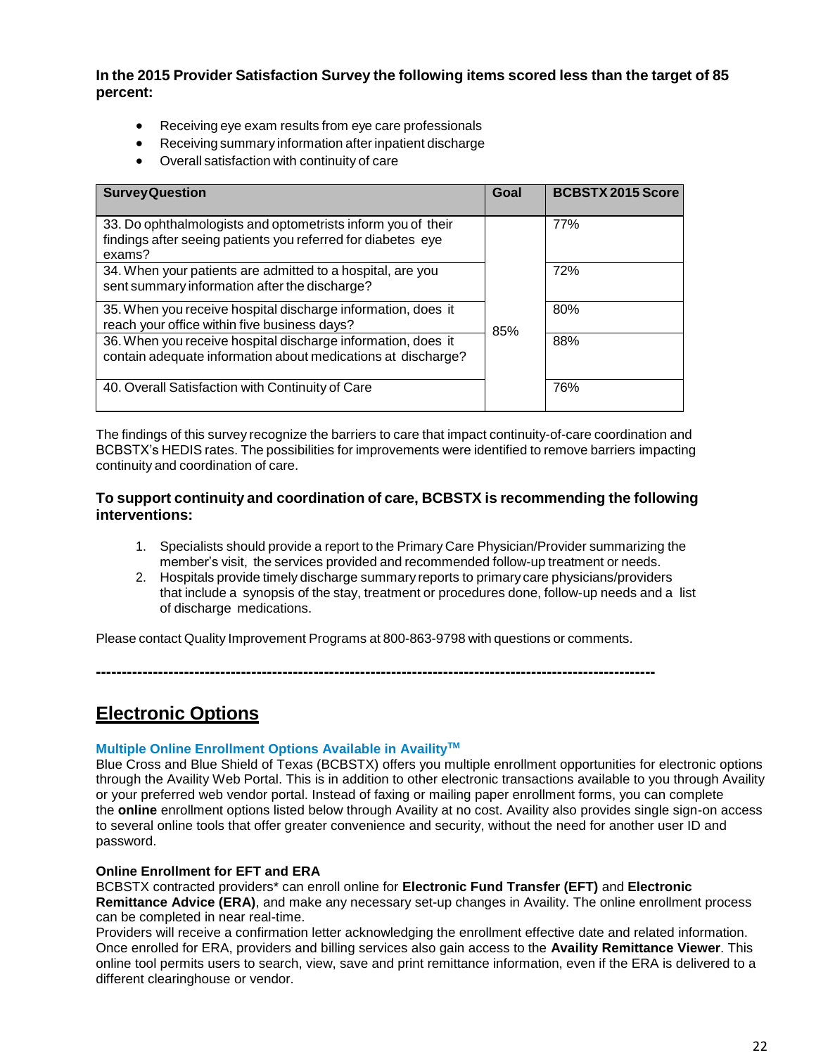**In the 2015 Provider Satisfaction Survey the following items scored less than the target of 85 percent:**

- Receiving eye exam results from eye care professionals
- Receiving summary information after inpatient discharge
- Overall satisfaction with continuity of care

| Survey Question | Goal | BCBSTX 2015 Score |
|---|---|---|
| 33. Do ophthalmologists and optometrists inform you of their findings after seeing patients you referred for diabetes eye exams? | 85% | 77% |
| 34. When your patients are admitted to a hospital, are you sent summary information after the discharge? | | 72% |
| 35. When you receive hospital discharge information, does it reach your office within five business days? | | 80% |
| 36. When you receive hospital discharge information, does it contain adequate information about medications at discharge? | | 88% |
| 40. Overall Satisfaction with Continuity of Care | | 76% |

The findings of this survey recognize the barriers to care that impact continuity-of-care coordination and BCBSTX's HEDIS rates. The possibilities for improvements were identified to remove barriers impacting continuity and coordination of care.

**To support continuity and coordination of care, BCBSTX is recommending the following interventions:**

1. Specialists should provide a report to the Primary Care Physician/Provider summarizing the member's visit, the services provided and recommended follow-up treatment or needs.
2. Hospitals provide timely discharge summary reports to primary care physicians/providers that include a synopsis of the stay, treatment or procedures done, follow-up needs and a list of discharge medications.

Please contact Quality Improvement Programs at 800-863-9798 with questions or comments.

---

## Electronic Options

### Multiple Online Enrollment Options Available in Availity™

Blue Cross and Blue Shield of Texas (BCBSTX) offers you multiple enrollment opportunities for electronic options through the Availity Web Portal. This is in addition to other electronic transactions available to you through Availity or your preferred web vendor portal. Instead of faxing or mailing paper enrollment forms, you can complete the **online** enrollment options listed below through Availity at no cost. Availity also provides single sign-on access to several online tools that offer greater convenience and security, without the need for another user ID and password.

**Online Enrollment for EFT and ERA**

BCBSTX contracted providers* can enroll online for **Electronic Fund Transfer (EFT)** and **Electronic Remittance Advice (ERA)**, and make any necessary set-up changes in Availity. The online enrollment process can be completed in near real-time.

Providers will receive a confirmation letter acknowledging the enrollment effective date and related information. Once enrolled for ERA, providers and billing services also gain access to the **Availity Remittance Viewer**. This online tool permits users to search, view, save and print remittance information, even if the ERA is delivered to a different clearinghouse or vendor.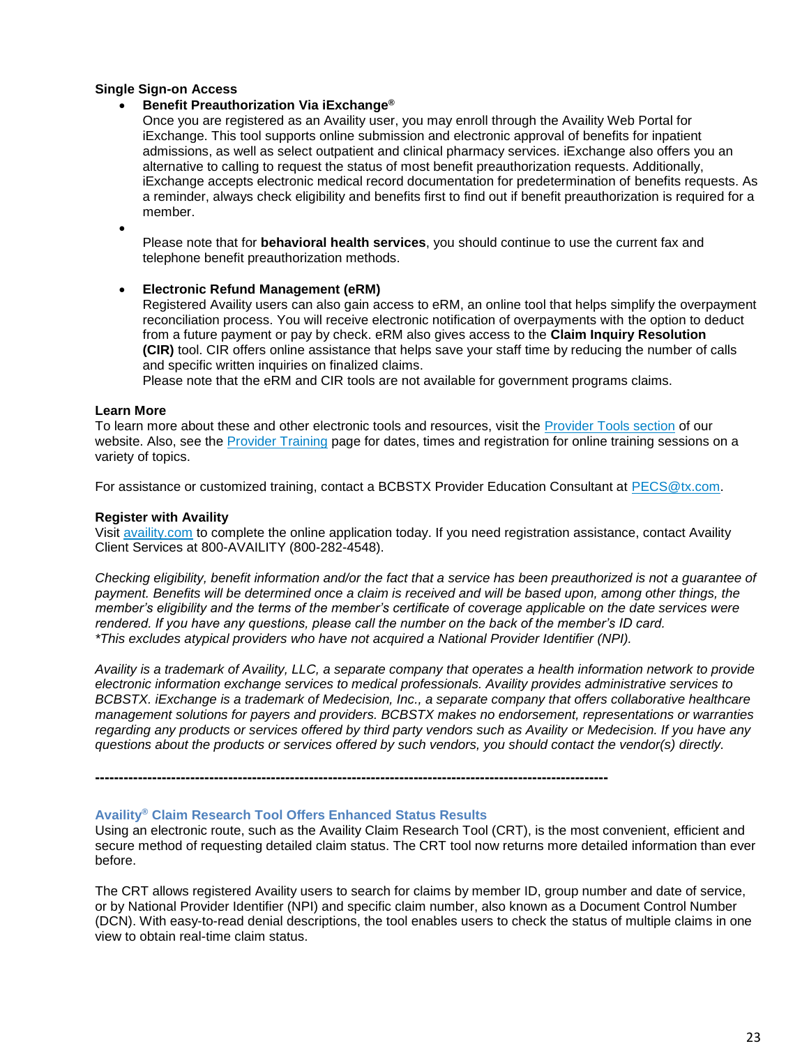**Single Sign-on Access**

- **Benefit Preauthorization Via iExchange®**
  Once you are registered as an Availity user, you may enroll through the Availity Web Portal for iExchange. This tool supports online submission and electronic approval of benefits for inpatient admissions, as well as select outpatient and clinical pharmacy services. iExchange also offers you an alternative to calling to request the status of most benefit preauthorization requests. Additionally, iExchange accepts electronic medical record documentation for predetermination of benefits requests. As a reminder, always check eligibility and benefits first to find out if benefit preauthorization is required for a member.
- Please note that for **behavioral health services**, you should continue to use the current fax and telephone benefit preauthorization methods.
- **Electronic Refund Management (eRM)**
  Registered Availity users can also gain access to eRM, an online tool that helps simplify the overpayment reconciliation process. You will receive electronic notification of overpayments with the option to deduct from a future payment or pay by check. eRM also gives access to the **Claim Inquiry Resolution (CIR)** tool. CIR offers online assistance that helps save your staff time by reducing the number of calls and specific written inquiries on finalized claims.
  Please note that the eRM and CIR tools are not available for government programs claims.

**Learn More**
To learn more about these and other electronic tools and resources, visit the Provider Tools section of our website. Also, see the Provider Training page for dates, times and registration for online training sessions on a variety of topics.

For assistance or customized training, contact a BCBSTX Provider Education Consultant at PECS@tx.com.

**Register with Availity**
Visit availity.com to complete the online application today. If you need registration assistance, contact Availity Client Services at 800-AVAILITY (800-282-4548).

*Checking eligibility, benefit information and/or the fact that a service has been preauthorized is not a guarantee of payment. Benefits will be determined once a claim is received and will be based upon, among other things, the member's eligibility and the terms of the member's certificate of coverage applicable on the date services were rendered. If you have any questions, please call the number on the back of the member's ID card.*
*\*This excludes atypical providers who have not acquired a National Provider Identifier (NPI).*

*Availity is a trademark of Availity, LLC, a separate company that operates a health information network to provide electronic information exchange services to medical professionals. Availity provides administrative services to BCBSTX. iExchange is a trademark of Medecision, Inc., a separate company that offers collaborative healthcare management solutions for payers and providers. BCBSTX makes no endorsement, representations or warranties regarding any products or services offered by third party vendors such as Availity or Medecision. If you have any questions about the products or services offered by such vendors, you should contact the vendor(s) directly.*

**-----------------------------------------------------------------------------------------------------------**

### Availity® Claim Research Tool Offers Enhanced Status Results

Using an electronic route, such as the Availity Claim Research Tool (CRT), is the most convenient, efficient and secure method of requesting detailed claim status. The CRT tool now returns more detailed information than ever before.

The CRT allows registered Availity users to search for claims by member ID, group number and date of service, or by National Provider Identifier (NPI) and specific claim number, also known as a Document Control Number (DCN). With easy-to-read denial descriptions, the tool enables users to check the status of multiple claims in one view to obtain real-time claim status.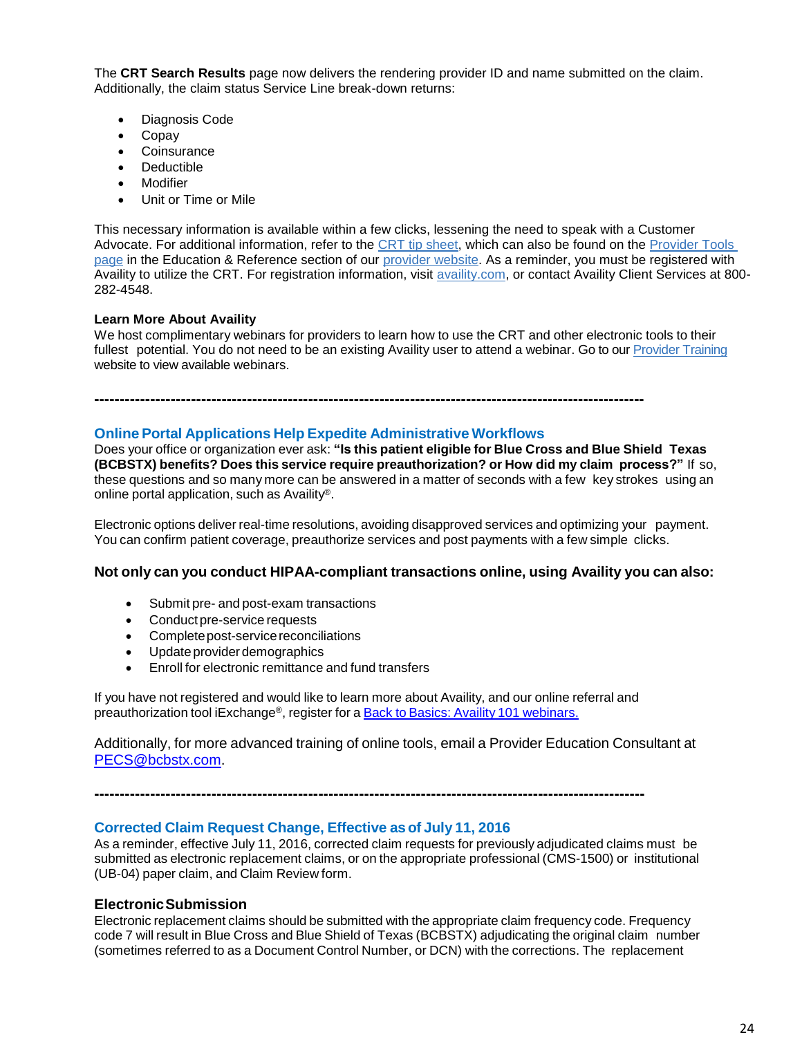The **CRT Search Results** page now delivers the rendering provider ID and name submitted on the claim. Additionally, the claim status Service Line break-down returns:

- Diagnosis Code
- Copay
- Coinsurance
- Deductible
- Modifier
- Unit or Time or Mile

This necessary information is available within a few clicks, lessening the need to speak with a Customer Advocate. For additional information, refer to the CRT tip sheet, which can also be found on the Provider Tools page in the Education & Reference section of our provider website. As a reminder, you must be registered with Availity to utilize the CRT. For registration information, visit availity.com, or contact Availity Client Services at 800-282-4548.

**Learn More About Availity**
We host complimentary webinars for providers to learn how to use the CRT and other electronic tools to their fullest potential. You do not need to be an existing Availity user to attend a webinar. Go to our Provider Training website to view available webinars.

**-----------------------------------------------------------------------------------------------------------**

## Online Portal Applications Help Expedite Administrative Workflows

Does your office or organization ever ask: **"Is this patient eligible for Blue Cross and Blue Shield Texas (BCBSTX) benefits? Does this service require preauthorization? or How did my claim process?"** If so, these questions and so many more can be answered in a matter of seconds with a few key strokes using an online portal application, such as Availity®.

Electronic options deliver real-time resolutions, avoiding disapproved services and optimizing your payment. You can confirm patient coverage, preauthorize services and post payments with a few simple clicks.

**Not only can you conduct HIPAA-compliant transactions online, using Availity you can also:**

- Submit pre- and post-exam transactions
- Conduct pre-service requests
- Complete post-service reconciliations
- Update provider demographics
- Enroll for electronic remittance and fund transfers

If you have not registered and would like to learn more about Availity, and our online referral and preauthorization tool iExchange®, register for a Back to Basics: Availity 101 webinars.

Additionally, for more advanced training of online tools, email a Provider Education Consultant at PECS@bcbstx.com.

**-----------------------------------------------------------------------------------------------------------**

## Corrected Claim Request Change, Effective as of July 11, 2016

As a reminder, effective July 11, 2016, corrected claim requests for previously adjudicated claims must be submitted as electronic replacement claims, or on the appropriate professional (CMS-1500) or institutional (UB-04) paper claim, and Claim Review form.

### Electronic Submission

Electronic replacement claims should be submitted with the appropriate claim frequency code. Frequency code 7 will result in Blue Cross and Blue Shield of Texas (BCBSTX) adjudicating the original claim number (sometimes referred to as a Document Control Number, or DCN) with the corrections. The replacement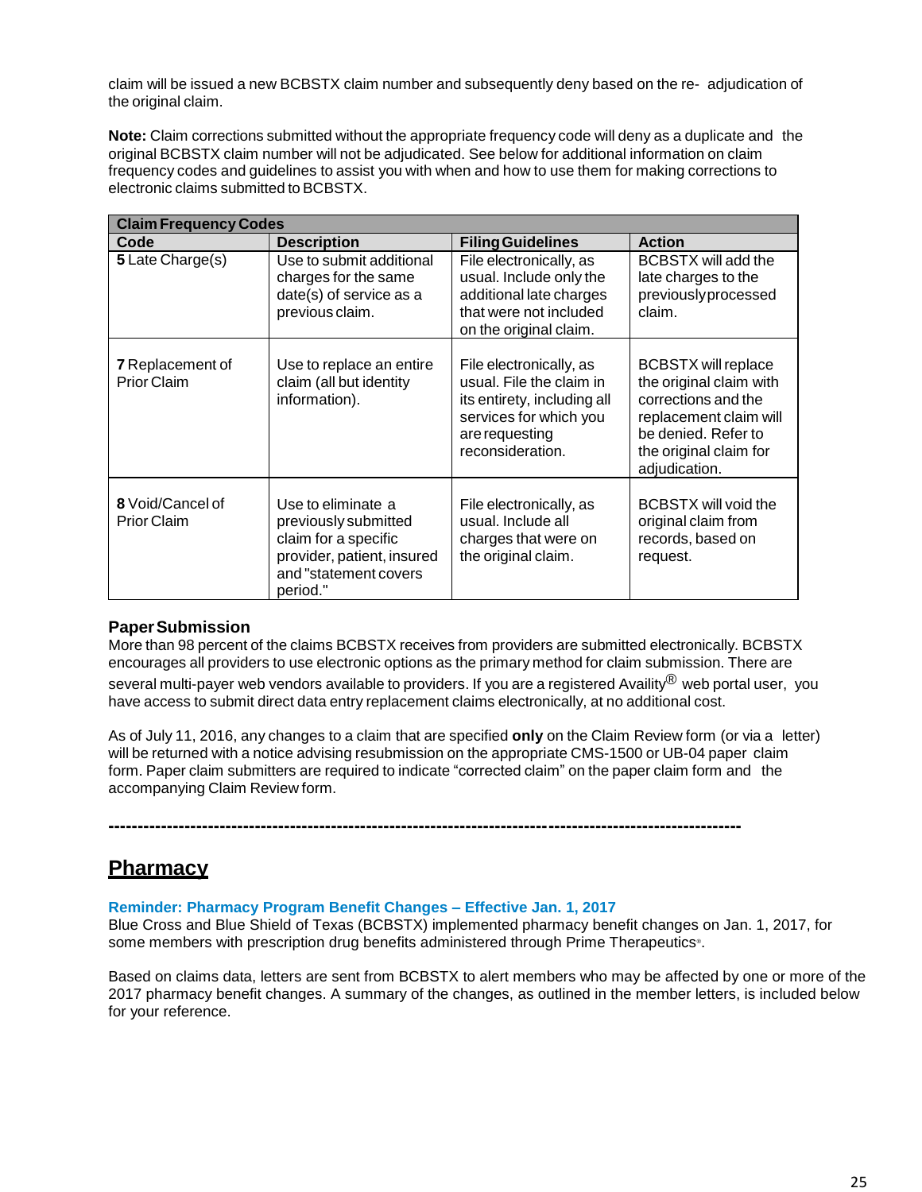claim will be issued a new BCBSTX claim number and subsequently deny based on the re- adjudication of the original claim.

**Note:** Claim corrections submitted without the appropriate frequency code will deny as a duplicate and the original BCBSTX claim number will not be adjudicated. See below for additional information on claim frequency codes and guidelines to assist you with when and how to use them for making corrections to electronic claims submitted to BCBSTX.

| **Claim Frequency Codes** | | | |
|---|---|---|---|
| **Code** | **Description** | **Filing Guidelines** | **Action** |
| **5** Late Charge(s) | Use to submit additional charges for the same date(s) of service as a previous claim. | File electronically, as usual. Include only the additional late charges that were not included on the original claim. | BCBSTX will add the late charges to the previously processed claim. |
| **7** Replacement of Prior Claim | Use to replace an entire claim (all but identity information). | File electronically, as usual. File the claim in its entirety, including all services for which you are requesting reconsideration. | BCBSTX will replace the original claim with corrections and the replacement claim will be denied. Refer to the original claim for adjudication. |
| **8** Void/Cancel of Prior Claim | Use to eliminate a previously submitted claim for a specific provider, patient, insured and "statement covers period." | File electronically, as usual. Include all charges that were on the original claim. | BCBSTX will void the original claim from records, based on request. |

**Paper Submission**

More than 98 percent of the claims BCBSTX receives from providers are submitted electronically. BCBSTX encourages all providers to use electronic options as the primary method for claim submission. There are several multi-payer web vendors available to providers. If you are a registered Availity® web portal user, you have access to submit direct data entry replacement claims electronically, at no additional cost.

As of July 11, 2016, any changes to a claim that are specified **only** on the Claim Review form (or via a letter) will be returned with a notice advising resubmission on the appropriate CMS-1500 or UB-04 paper claim form. Paper claim submitters are required to indicate "corrected claim" on the paper claim form and the accompanying Claim Review form.

---

## Pharmacy

### Reminder: Pharmacy Program Benefit Changes – Effective Jan. 1, 2017

Blue Cross and Blue Shield of Texas (BCBSTX) implemented pharmacy benefit changes on Jan. 1, 2017, for some members with prescription drug benefits administered through Prime Therapeutics®.

Based on claims data, letters are sent from BCBSTX to alert members who may be affected by one or more of the 2017 pharmacy benefit changes. A summary of the changes, as outlined in the member letters, is included below for your reference.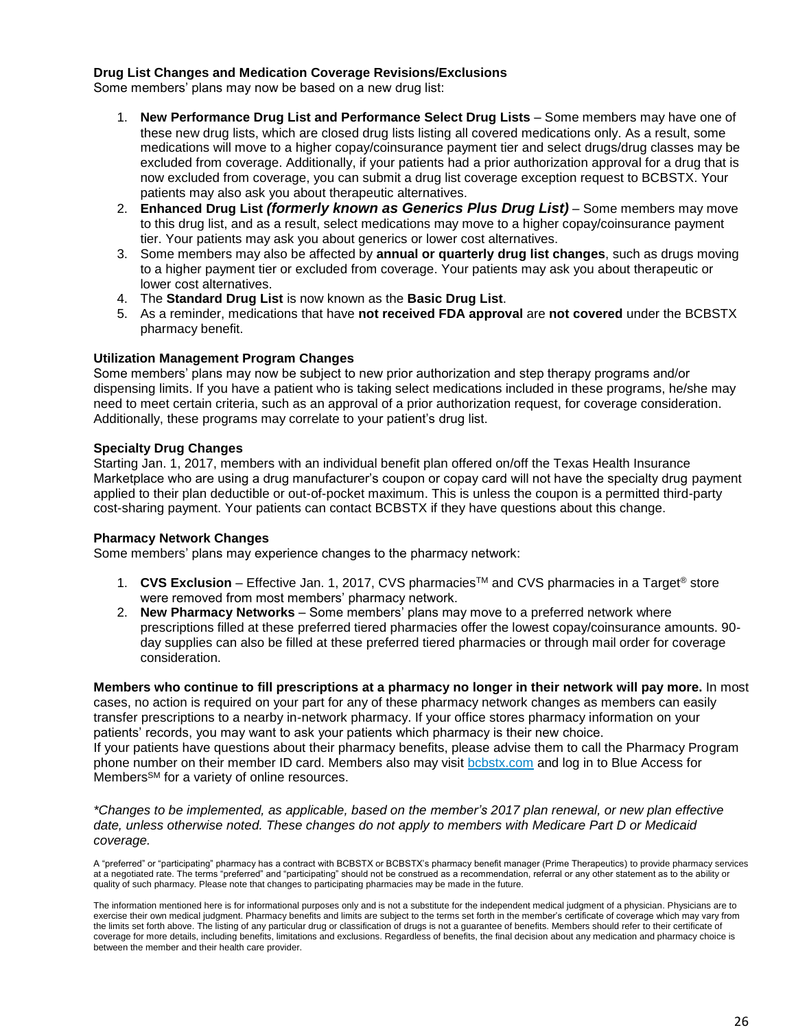### Drug List Changes and Medication Coverage Revisions/Exclusions

Some members' plans may now be based on a new drug list:

1. **New Performance Drug List and Performance Select Drug Lists** – Some members may have one of these new drug lists, which are closed drug lists listing all covered medications only. As a result, some medications will move to a higher copay/coinsurance payment tier and select drugs/drug classes may be excluded from coverage. Additionally, if your patients had a prior authorization approval for a drug that is now excluded from coverage, you can submit a drug list coverage exception request to BCBSTX. Your patients may also ask you about therapeutic alternatives.
2. **Enhanced Drug List *(formerly known as Generics Plus Drug List)*** – Some members may move to this drug list, and as a result, select medications may move to a higher copay/coinsurance payment tier. Your patients may ask you about generics or lower cost alternatives.
3. Some members may also be affected by **annual or quarterly drug list changes**, such as drugs moving to a higher payment tier or excluded from coverage. Your patients may ask you about therapeutic or lower cost alternatives.
4. The **Standard Drug List** is now known as the **Basic Drug List**.
5. As a reminder, medications that have **not received FDA approval** are **not covered** under the BCBSTX pharmacy benefit.

### Utilization Management Program Changes

Some members' plans may now be subject to new prior authorization and step therapy programs and/or dispensing limits. If you have a patient who is taking select medications included in these programs, he/she may need to meet certain criteria, such as an approval of a prior authorization request, for coverage consideration. Additionally, these programs may correlate to your patient's drug list.

### Specialty Drug Changes

Starting Jan. 1, 2017, members with an individual benefit plan offered on/off the Texas Health Insurance Marketplace who are using a drug manufacturer's coupon or copay card will not have the specialty drug payment applied to their plan deductible or out-of-pocket maximum. This is unless the coupon is a permitted third-party cost-sharing payment. Your patients can contact BCBSTX if they have questions about this change.

### Pharmacy Network Changes

Some members' plans may experience changes to the pharmacy network:

1. **CVS Exclusion** – Effective Jan. 1, 2017, CVS pharmacies™ and CVS pharmacies in a Target® store were removed from most members' pharmacy network.
2. **New Pharmacy Networks** – Some members' plans may move to a preferred network where prescriptions filled at these preferred tiered pharmacies offer the lowest copay/coinsurance amounts. 90-day supplies can also be filled at these preferred tiered pharmacies or through mail order for coverage consideration.

**Members who continue to fill prescriptions at a pharmacy no longer in their network will pay more.** In most cases, no action is required on your part for any of these pharmacy network changes as members can easily transfer prescriptions to a nearby in-network pharmacy. If your office stores pharmacy information on your patients' records, you may want to ask your patients which pharmacy is their new choice.

If your patients have questions about their pharmacy benefits, please advise them to call the Pharmacy Program phone number on their member ID card. Members also may visit [bcbstx.com](bcbstx.com) and log in to Blue Access for Members℠ for a variety of online resources.

*\*Changes to be implemented, as applicable, based on the member's 2017 plan renewal, or new plan effective date, unless otherwise noted. These changes do not apply to members with Medicare Part D or Medicaid coverage.*

A "preferred" or "participating" pharmacy has a contract with BCBSTX or BCBSTX's pharmacy benefit manager (Prime Therapeutics) to provide pharmacy services at a negotiated rate. The terms "preferred" and "participating" should not be construed as a recommendation, referral or any other statement as to the ability or quality of such pharmacy. Please note that changes to participating pharmacies may be made in the future.

The information mentioned here is for informational purposes only and is not a substitute for the independent medical judgment of a physician. Physicians are to exercise their own medical judgment. Pharmacy benefits and limits are subject to the terms set forth in the member's certificate of coverage which may vary from the limits set forth above. The listing of any particular drug or classification of drugs is not a guarantee of benefits. Members should refer to their certificate of coverage for more details, including benefits, limitations and exclusions. Regardless of benefits, the final decision about any medication and pharmacy choice is between the member and their health care provider.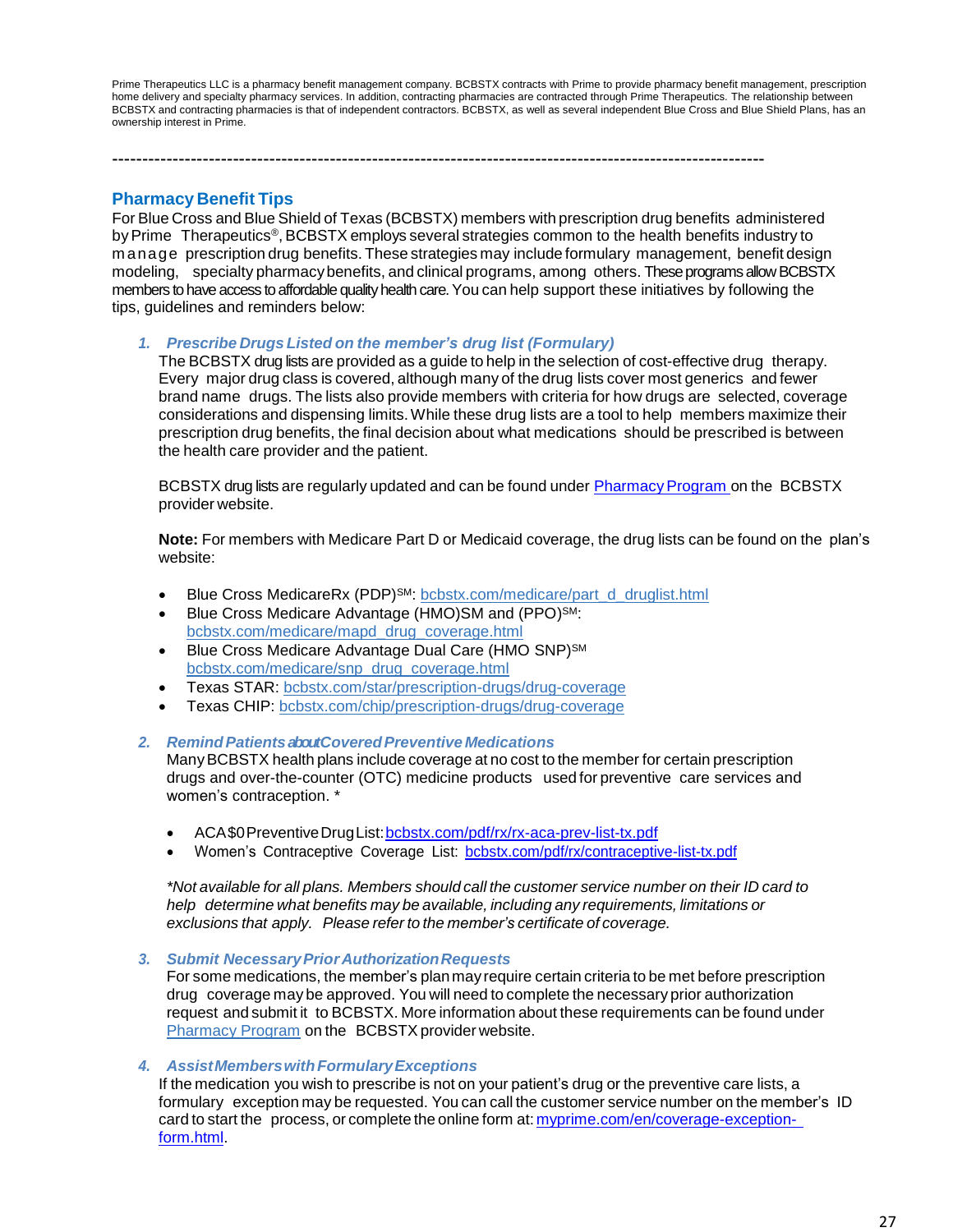Prime Therapeutics LLC is a pharmacy benefit management company. BCBSTX contracts with Prime to provide pharmacy benefit management, prescription home delivery and specialty pharmacy services. In addition, contracting pharmacies are contracted through Prime Therapeutics. The relationship between BCBSTX and contracting pharmacies is that of independent contractors. BCBSTX, as well as several independent Blue Cross and Blue Shield Plans, has an ownership interest in Prime.

---

## Pharmacy Benefit Tips

For Blue Cross and Blue Shield of Texas (BCBSTX) members with prescription drug benefits administered by Prime Therapeutics®, BCBSTX employs several strategies common to the health benefits industry to manage prescription drug benefits. These strategies may include formulary management, benefit design modeling, specialty pharmacy benefits, and clinical programs, among others. These programs allow BCBSTX members to have access to affordable quality health care. You can help support these initiatives by following the tips, guidelines and reminders below:

1. ***Prescribe Drugs Listed on the member's drug list (Formulary)***

   The BCBSTX drug lists are provided as a guide to help in the selection of cost-effective drug therapy. Every major drug class is covered, although many of the drug lists cover most generics and fewer brand name drugs. The lists also provide members with criteria for how drugs are selected, coverage considerations and dispensing limits. While these drug lists are a tool to help members maximize their prescription drug benefits, the final decision about what medications should be prescribed is between the health care provider and the patient.

   BCBSTX drug lists are regularly updated and can be found under Pharmacy Program on the BCBSTX provider website.

   **Note:** For members with Medicare Part D or Medicaid coverage, the drug lists can be found on the plan's website:

   - Blue Cross MedicareRx (PDP)SM: bcbstx.com/medicare/part_d_druglist.html
   - Blue Cross Medicare Advantage (HMO)SM and (PPO)SM: bcbstx.com/medicare/mapd_drug_coverage.html
   - Blue Cross Medicare Advantage Dual Care (HMO SNP)SM bcbstx.com/medicare/snp_drug_coverage.html
   - Texas STAR: bcbstx.com/star/prescription-drugs/drug-coverage
   - Texas CHIP: bcbstx.com/chip/prescription-drugs/drug-coverage

2. ***Remind Patients about Covered Preventive Medications***

   Many BCBSTX health plans include coverage at no cost to the member for certain prescription drugs and over-the-counter (OTC) medicine products used for preventive care services and women's contraception. *

   - ACA $0 Preventive Drug List: bcbstx.com/pdf/rx/rx-aca-prev-list-tx.pdf
   - Women's Contraceptive Coverage List: bcbstx.com/pdf/rx/contraceptive-list-tx.pdf

   *\*Not available for all plans. Members should call the customer service number on their ID card to help determine what benefits may be available, including any requirements, limitations or exclusions that apply. Please refer to the member's certificate of coverage.*

3. ***Submit Necessary Prior Authorization Requests***

   For some medications, the member's plan may require certain criteria to be met before prescription drug coverage may be approved. You will need to complete the necessary prior authorization request and submit it to BCBSTX. More information about these requirements can be found under Pharmacy Program on the BCBSTX provider website.

4. ***Assist Members with Formulary Exceptions***

   If the medication you wish to prescribe is not on your patient's drug or the preventive care lists, a formulary exception may be requested. You can call the customer service number on the member's ID card to start the process, or complete the online form at: myprime.com/en/coverage-exception-form.html.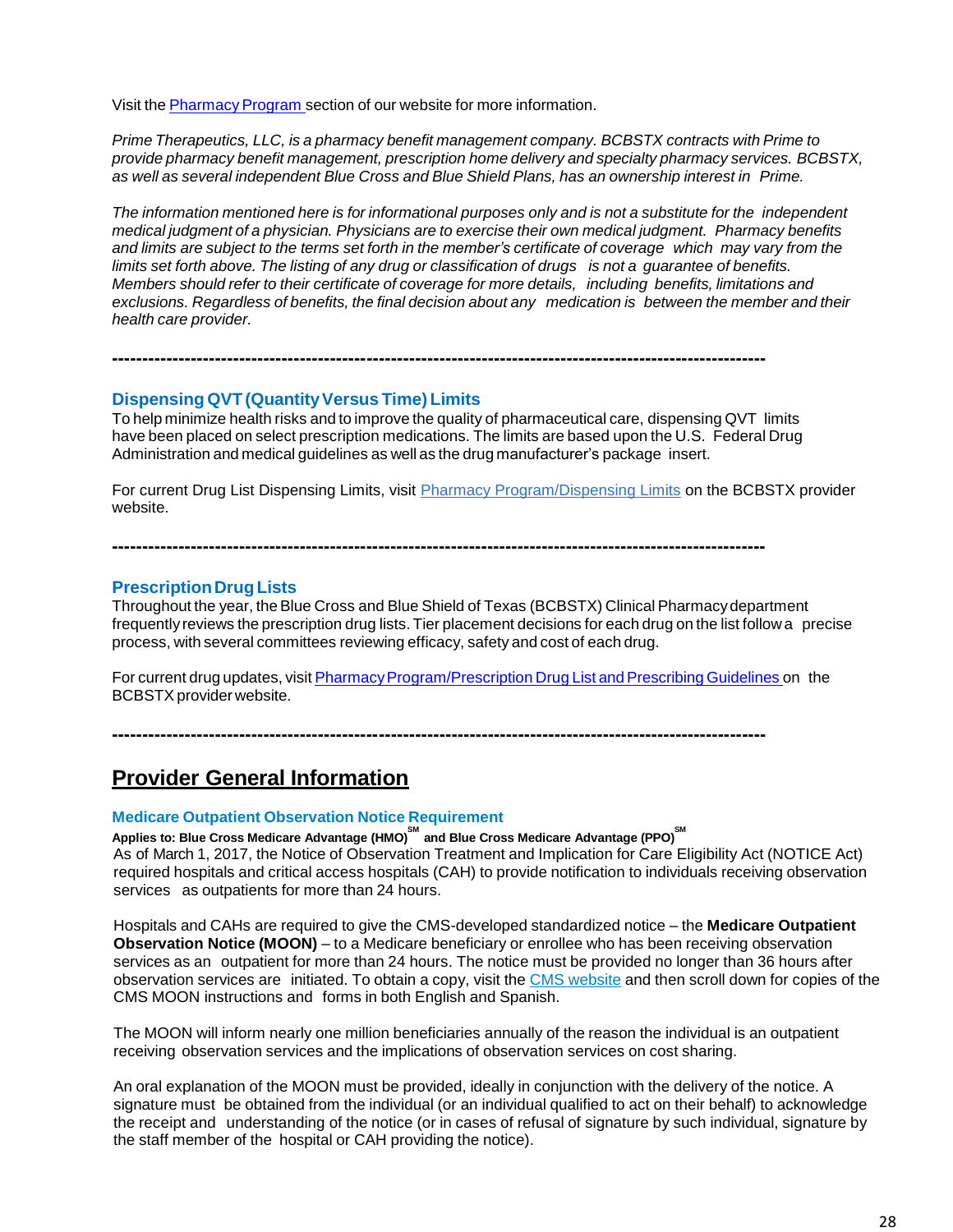Visit the [Pharmacy Program](#) section of our website for more information.

*Prime Therapeutics, LLC, is a pharmacy benefit management company. BCBSTX contracts with Prime to provide pharmacy benefit management, prescription home delivery and specialty pharmacy services. BCBSTX, as well as several independent Blue Cross and Blue Shield Plans, has an ownership interest in Prime.*

*The information mentioned here is for informational purposes only and is not a substitute for the independent medical judgment of a physician. Physicians are to exercise their own medical judgment. Pharmacy benefits and limits are subject to the terms set forth in the member's certificate of coverage which may vary from the limits set forth above. The listing of any drug or classification of drugs is not a guarantee of benefits. Members should refer to their certificate of coverage for more details, including benefits, limitations and exclusions. Regardless of benefits, the final decision about any medication is between the member and their health care provider.*

---

### Dispensing QVT (Quantity Versus Time) Limits

To help minimize health risks and to improve the quality of pharmaceutical care, dispensing QVT limits have been placed on select prescription medications. The limits are based upon the U.S. Federal Drug Administration and medical guidelines as well as the drug manufacturer's package insert.

For current Drug List Dispensing Limits, visit [Pharmacy Program/Dispensing Limits](#) on the BCBSTX provider website.

---

### Prescription Drug Lists

Throughout the year, the Blue Cross and Blue Shield of Texas (BCBSTX) Clinical Pharmacy department frequently reviews the prescription drug lists. Tier placement decisions for each drug on the list follow a precise process, with several committees reviewing efficacy, safety and cost of each drug.

For current drug updates, visit [Pharmacy Program/Prescription Drug List and Prescribing Guidelines](#) on the BCBSTX provider website.

---

## Provider General Information

### Medicare Outpatient Observation Notice Requirement

**Applies to: Blue Cross Medicare Advantage (HMO)℠ and Blue Cross Medicare Advantage (PPO)℠**

As of March 1, 2017, the Notice of Observation Treatment and Implication for Care Eligibility Act (NOTICE Act) required hospitals and critical access hospitals (CAH) to provide notification to individuals receiving observation services as outpatients for more than 24 hours.

Hospitals and CAHs are required to give the CMS-developed standardized notice – the **Medicare Outpatient Observation Notice (MOON)** – to a Medicare beneficiary or enrollee who has been receiving observation services as an outpatient for more than 24 hours. The notice must be provided no longer than 36 hours after observation services are initiated. To obtain a copy, visit the [CMS website](#) and then scroll down for copies of the CMS MOON instructions and forms in both English and Spanish.

The MOON will inform nearly one million beneficiaries annually of the reason the individual is an outpatient receiving observation services and the implications of observation services on cost sharing.

An oral explanation of the MOON must be provided, ideally in conjunction with the delivery of the notice. A signature must be obtained from the individual (or an individual qualified to act on their behalf) to acknowledge the receipt and understanding of the notice (or in cases of refusal of signature by such individual, signature by the staff member of the hospital or CAH providing the notice).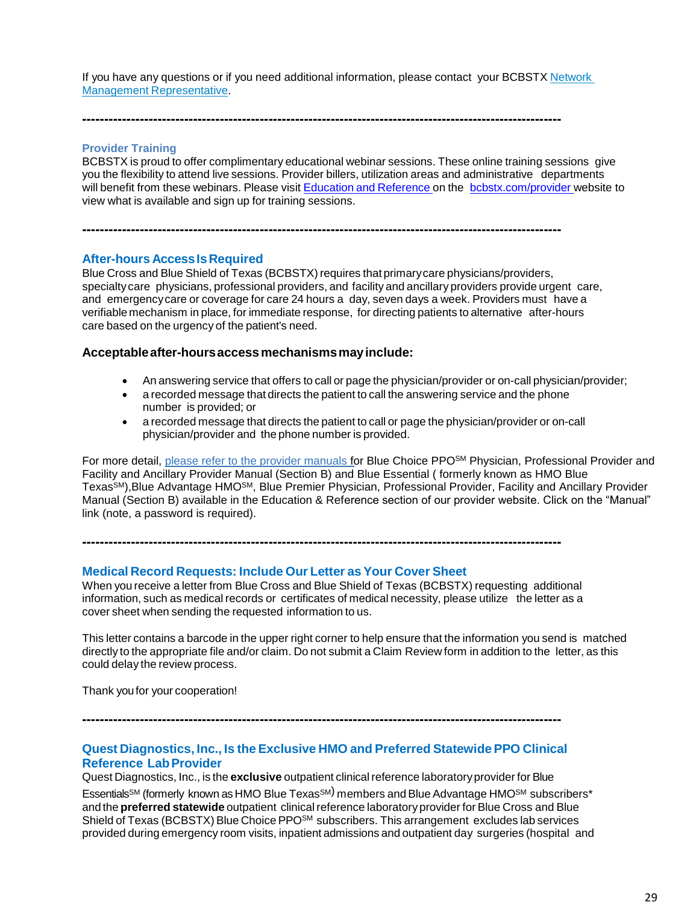If you have any questions or if you need additional information, please contact your BCBSTX Network Management Representative.

---------------------------------------------------------------------------------------------------------

### Provider Training

BCBSTX is proud to offer complimentary educational webinar sessions. These online training sessions give you the flexibility to attend live sessions. Provider billers, utilization areas and administrative departments will benefit from these webinars. Please visit Education and Reference on the bcbstx.com/provider website to view what is available and sign up for training sessions.

---------------------------------------------------------------------------------------------------------

### After-hours Access Is Required

Blue Cross and Blue Shield of Texas (BCBSTX) requires that primary care physicians/providers, specialty care physicians, professional providers, and facility and ancillary providers provide urgent care, and emergency care or coverage for care 24 hours a day, seven days a week. Providers must have a verifiable mechanism in place, for immediate response, for directing patients to alternative after-hours care based on the urgency of the patient's need.

**Acceptable after-hours access mechanisms may include:**

- An answering service that offers to call or page the physician/provider or on-call physician/provider;
- a recorded message that directs the patient to call the answering service and the phone number is provided; or
- a recorded message that directs the patient to call or page the physician/provider or on-call physician/provider and the phone number is provided.

For more detail, please refer to the provider manuals for Blue Choice PPO℠ Physician, Professional Provider and Facility and Ancillary Provider Manual (Section B) and Blue Essential ( formerly known as HMO Blue Texas℠),Blue Advantage HMO℠, Blue Premier Physician, Professional Provider, Facility and Ancillary Provider Manual (Section B) available in the Education & Reference section of our provider website. Click on the "Manual" link (note, a password is required).

---------------------------------------------------------------------------------------------------------

### Medical Record Requests: Include Our Letter as Your Cover Sheet

When you receive a letter from Blue Cross and Blue Shield of Texas (BCBSTX) requesting additional information, such as medical records or certificates of medical necessity, please utilize the letter as a cover sheet when sending the requested information to us.

This letter contains a barcode in the upper right corner to help ensure that the information you send is matched directly to the appropriate file and/or claim. Do not submit a Claim Review form in addition to the letter, as this could delay the review process.

Thank you for your cooperation!

---------------------------------------------------------------------------------------------------------

### Quest Diagnostics, Inc., Is the Exclusive HMO and Preferred Statewide PPO Clinical Reference Lab Provider

Quest Diagnostics, Inc., is the **exclusive** outpatient clinical reference laboratory provider for Blue Essentials℠ (formerly known as HMO Blue Texas℠) members and Blue Advantage HMO℠ subscribers* and the **preferred statewide** outpatient clinical reference laboratory provider for Blue Cross and Blue Shield of Texas (BCBSTX) Blue Choice PPO℠ subscribers. This arrangement excludes lab services provided during emergency room visits, inpatient admissions and outpatient day surgeries (hospital and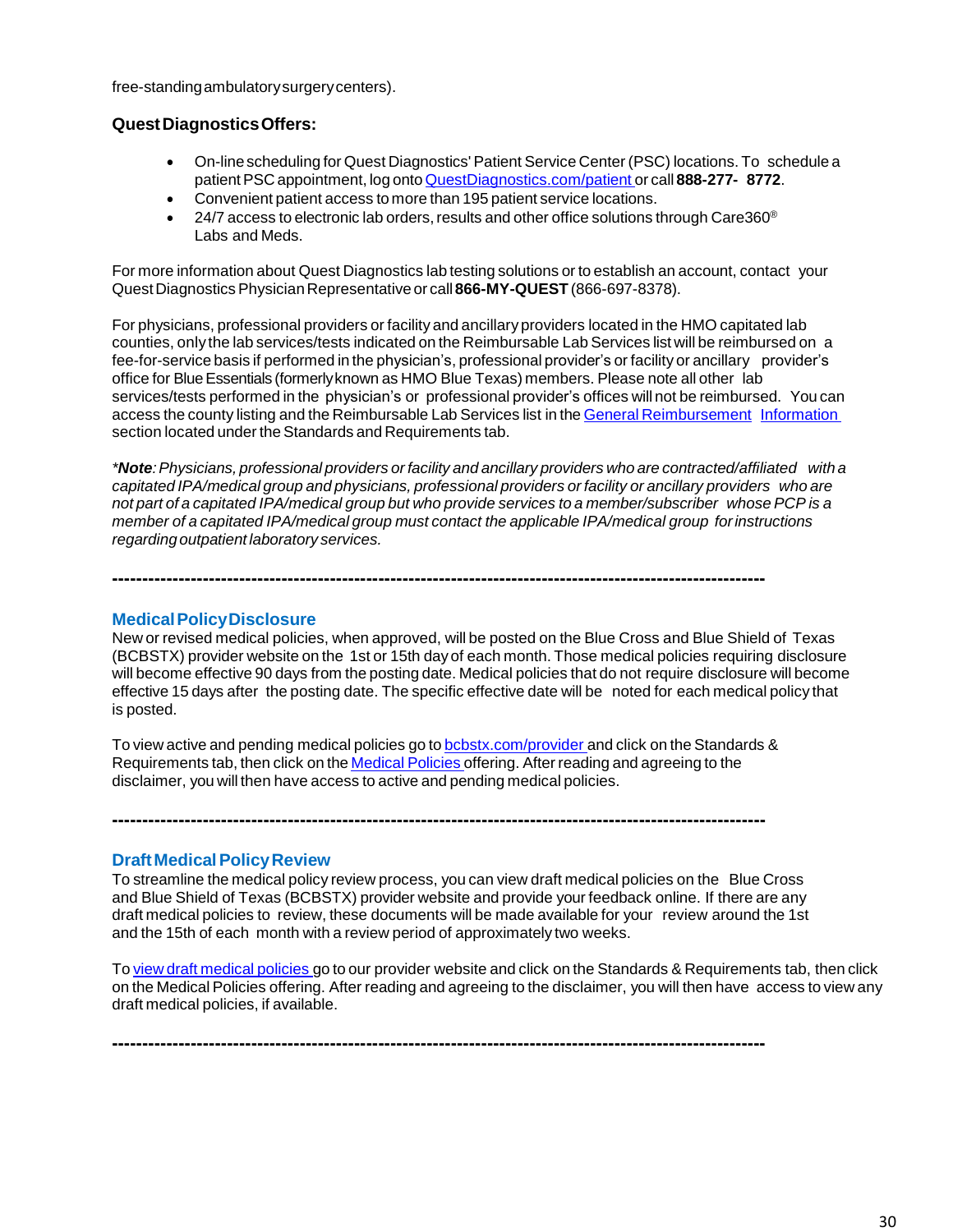free-standing ambulatory surgery centers).

**Quest Diagnostics Offers:**

- On-line scheduling for Quest Diagnostics' Patient Service Center (PSC) locations. To schedule a patient PSC appointment, log onto QuestDiagnostics.com/patient or call **888-277- 8772**.
- Convenient patient access to more than 195 patient service locations.
- 24/7 access to electronic lab orders, results and other office solutions through Care360® Labs and Meds.

For more information about Quest Diagnostics lab testing solutions or to establish an account, contact your Quest Diagnostics Physician Representative or call **866-MY-QUEST** (866-697-8378).

For physicians, professional providers or facility and ancillary providers located in the HMO capitated lab counties, only the lab services/tests indicated on the Reimbursable Lab Services list will be reimbursed on a fee-for-service basis if performed in the physician's, professional provider's or facility or ancillary provider's office for Blue Essentials (formerly known as HMO Blue Texas) members. Please note all other lab services/tests performed in the physician's or professional provider's offices will not be reimbursed. You can access the county listing and the Reimbursable Lab Services list in the General Reimbursement Information section located under the Standards and Requirements tab.

*\*Note: Physicians, professional providers or facility and ancillary providers who are contracted/affiliated with a capitated IPA/medical group and physicians, professional providers or facility or ancillary providers who are not part of a capitated IPA/medical group but who provide services to a member/subscriber whose PCP is a member of a capitated IPA/medical group must contact the applicable IPA/medical group for instructions regarding outpatient laboratory services.*

---

## Medical Policy Disclosure

New or revised medical policies, when approved, will be posted on the Blue Cross and Blue Shield of Texas (BCBSTX) provider website on the 1st or 15th day of each month. Those medical policies requiring disclosure will become effective 90 days from the posting date. Medical policies that do not require disclosure will become effective 15 days after the posting date. The specific effective date will be noted for each medical policy that is posted.

To view active and pending medical policies go to bcbstx.com/provider and click on the Standards & Requirements tab, then click on the Medical Policies offering. After reading and agreeing to the disclaimer, you will then have access to active and pending medical policies.

---

## Draft Medical Policy Review

To streamline the medical policy review process, you can view draft medical policies on the Blue Cross and Blue Shield of Texas (BCBSTX) provider website and provide your feedback online. If there are any draft medical policies to review, these documents will be made available for your review around the 1st and the 15th of each month with a review period of approximately two weeks.

To view draft medical policies go to our provider website and click on the Standards & Requirements tab, then click on the Medical Policies offering. After reading and agreeing to the disclaimer, you will then have access to view any draft medical policies, if available.

---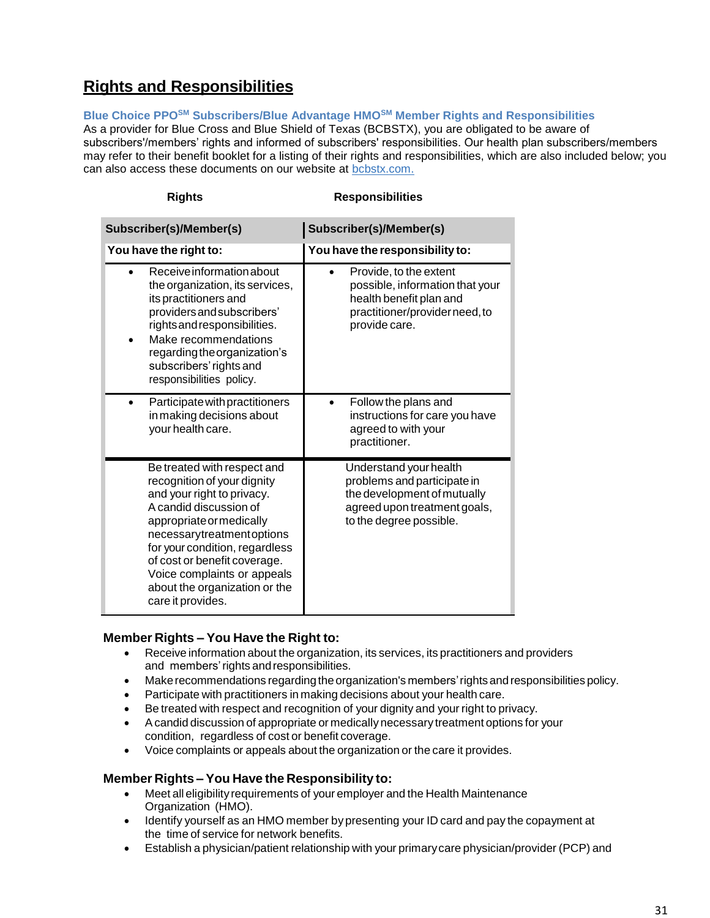## Rights and Responsibilities

### Blue Choice PPO℠ Subscribers/Blue Advantage HMO℠ Member Rights and Responsibilities

As a provider for Blue Cross and Blue Shield of Texas (BCBSTX), you are obligated to be aware of subscribers'/members' rights and informed of subscribers' responsibilities. Our health plan subscribers/members may refer to their benefit booklet for a listing of their rights and responsibilities, which are also included below; you can also access these documents on our website at bcbstx.com.

| Rights | Responsibilities |
|---|---|
| **Subscriber(s)/Member(s)** | **Subscriber(s)/Member(s)** |
| **You have the right to:** | **You have the responsibility to:** |
| • Receive information about the organization, its services, its practitioners and providers and subscribers' rights and responsibilities.<br>• Make recommendations regarding the organization's subscribers' rights and responsibilities policy. | • Provide, to the extent possible, information that your health benefit plan and practitioner/provider need, to provide care. |
| • Participate with practitioners in making decisions about your health care. | • Follow the plans and instructions for care you have agreed to with your practitioner. |
| Be treated with respect and recognition of your dignity and your right to privacy.<br>A candid discussion of appropriate or medically necessary treatment options for your condition, regardless of cost or benefit coverage.<br>Voice complaints or appeals about the organization or the care it provides. | Understand your health problems and participate in the development of mutually agreed upon treatment goals, to the degree possible. |

### Member Rights – You Have the Right to:

- Receive information about the organization, its services, its practitioners and providers and members' rights and responsibilities.
- Make recommendations regarding the organization's members' rights and responsibilities policy.
- Participate with practitioners in making decisions about your health care.
- Be treated with respect and recognition of your dignity and your right to privacy.
- A candid discussion of appropriate or medically necessary treatment options for your condition, regardless of cost or benefit coverage.
- Voice complaints or appeals about the organization or the care it provides.

### Member Rights – You Have the Responsibility to:

- Meet all eligibility requirements of your employer and the Health Maintenance Organization (HMO).
- Identify yourself as an HMO member by presenting your ID card and pay the copayment at the time of service for network benefits.
- Establish a physician/patient relationship with your primary care physician/provider (PCP) and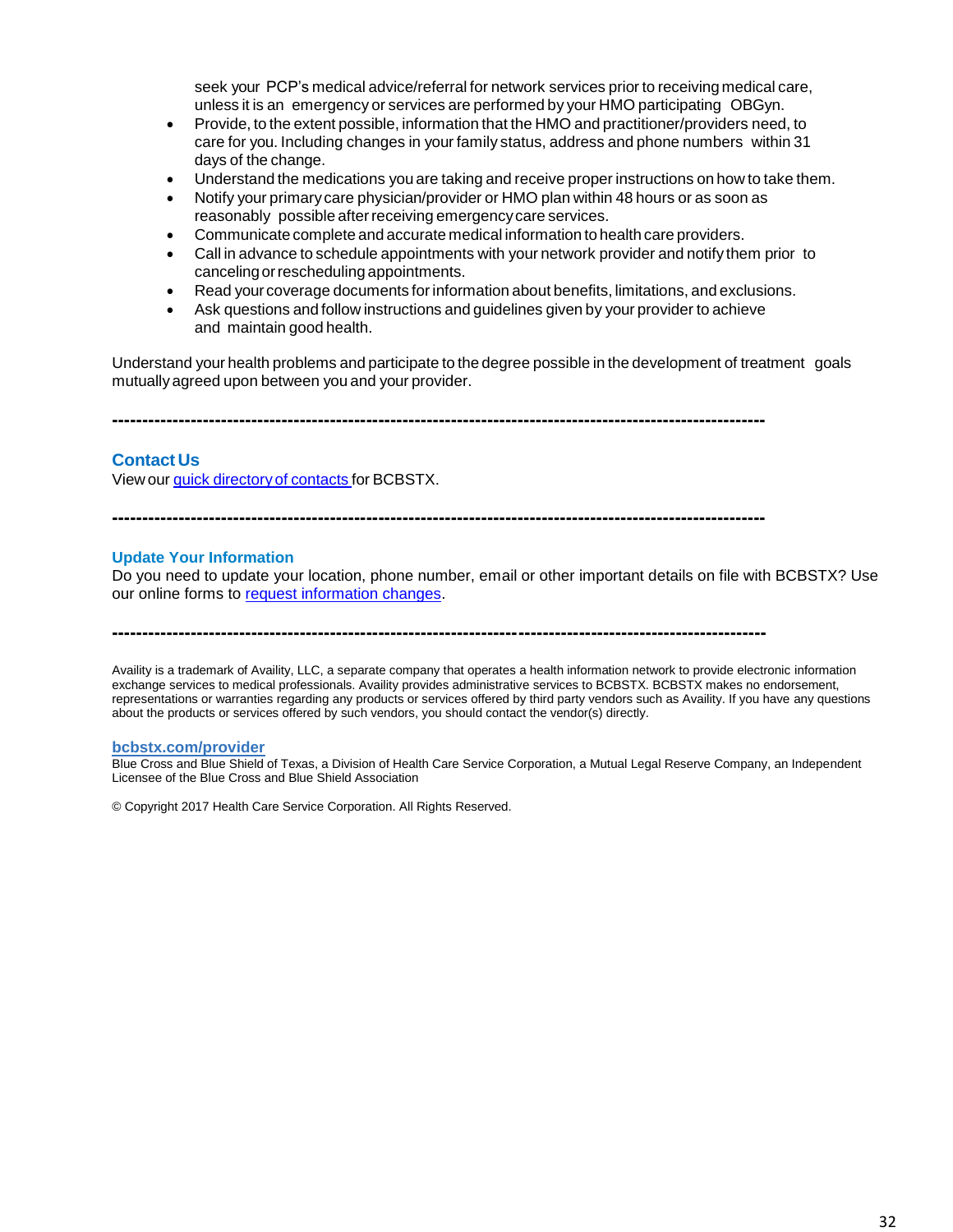seek your PCP's medical advice/referral for network services prior to receiving medical care, unless it is an emergency or services are performed by your HMO participating OBGyn.

- Provide, to the extent possible, information that the HMO and practitioner/providers need, to care for you. Including changes in your family status, address and phone numbers within 31 days of the change.
- Understand the medications you are taking and receive proper instructions on how to take them.
- Notify your primary care physician/provider or HMO plan within 48 hours or as soon as reasonably possible after receiving emergency care services.
- Communicate complete and accurate medical information to health care providers.
- Call in advance to schedule appointments with your network provider and notify them prior to canceling or rescheduling appointments.
- Read your coverage documents for information about benefits, limitations, and exclusions.
- Ask questions and follow instructions and guidelines given by your provider to achieve and maintain good health.

Understand your health problems and participate to the degree possible in the development of treatment goals mutually agreed upon between you and your provider.

---

## Contact Us

View our quick directory of contacts for BCBSTX.

---

## Update Your Information

Do you need to update your location, phone number, email or other important details on file with BCBSTX? Use our online forms to request information changes.

---

Availity is a trademark of Availity, LLC, a separate company that operates a health information network to provide electronic information exchange services to medical professionals. Availity provides administrative services to BCBSTX. BCBSTX makes no endorsement, representations or warranties regarding any products or services offered by third party vendors such as Availity. If you have any questions about the products or services offered by such vendors, you should contact the vendor(s) directly.

**bcbstx.com/provider**

Blue Cross and Blue Shield of Texas, a Division of Health Care Service Corporation, a Mutual Legal Reserve Company, an Independent Licensee of the Blue Cross and Blue Shield Association

© Copyright 2017 Health Care Service Corporation. All Rights Reserved.